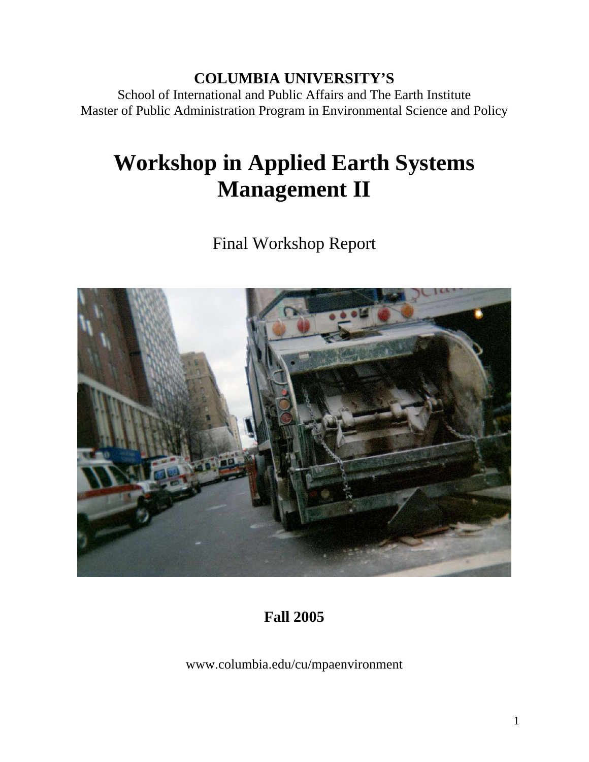**COLUMBIA UNIVERSITY'S**

School of International and Public Affairs and The Earth Institute
Master of Public Administration Program in Environmental Science and Policy

# Workshop in Applied Earth Systems Management II

Final Workshop Report

**Fall 2005**

www.columbia.edu/cu/mpaenvironment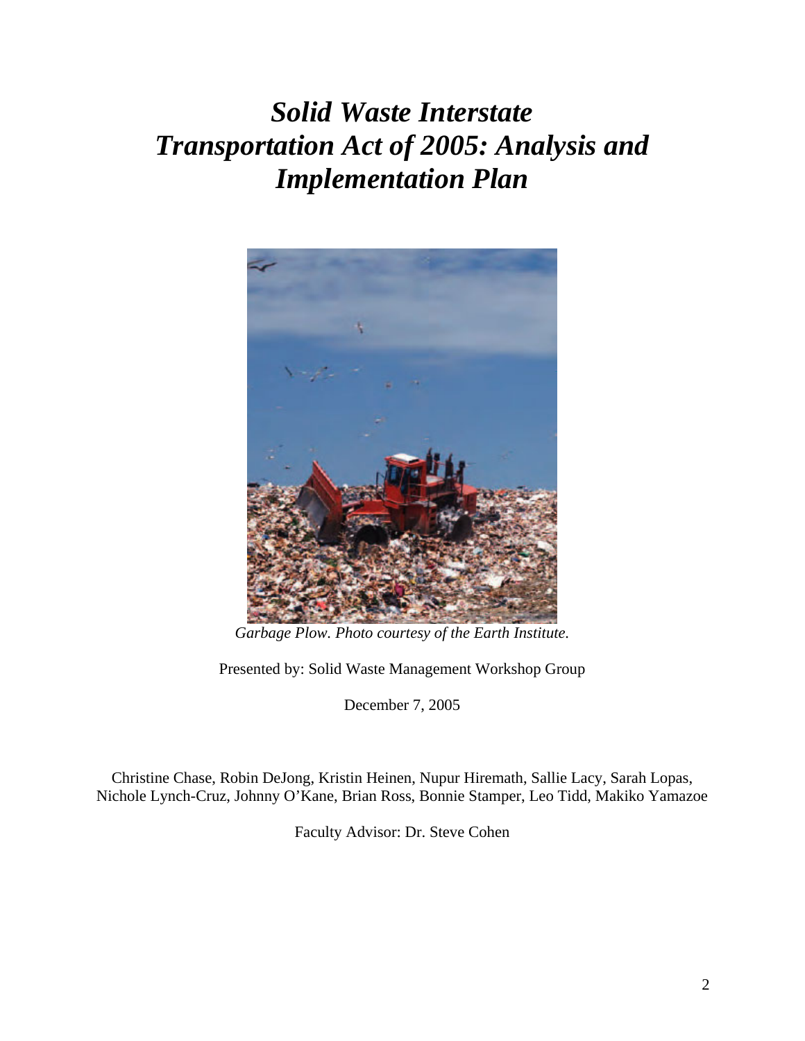# *Solid Waste Interstate Transportation Act of 2005: Analysis and Implementation Plan*

*Garbage Plow. Photo courtesy of the Earth Institute.*

Presented by: Solid Waste Management Workshop Group

December 7, 2005

Christine Chase, Robin DeJong, Kristin Heinen, Nupur Hiremath, Sallie Lacy, Sarah Lopas, Nichole Lynch-Cruz, Johnny O'Kane, Brian Ross, Bonnie Stamper, Leo Tidd, Makiko Yamazoe

Faculty Advisor: Dr. Steve Cohen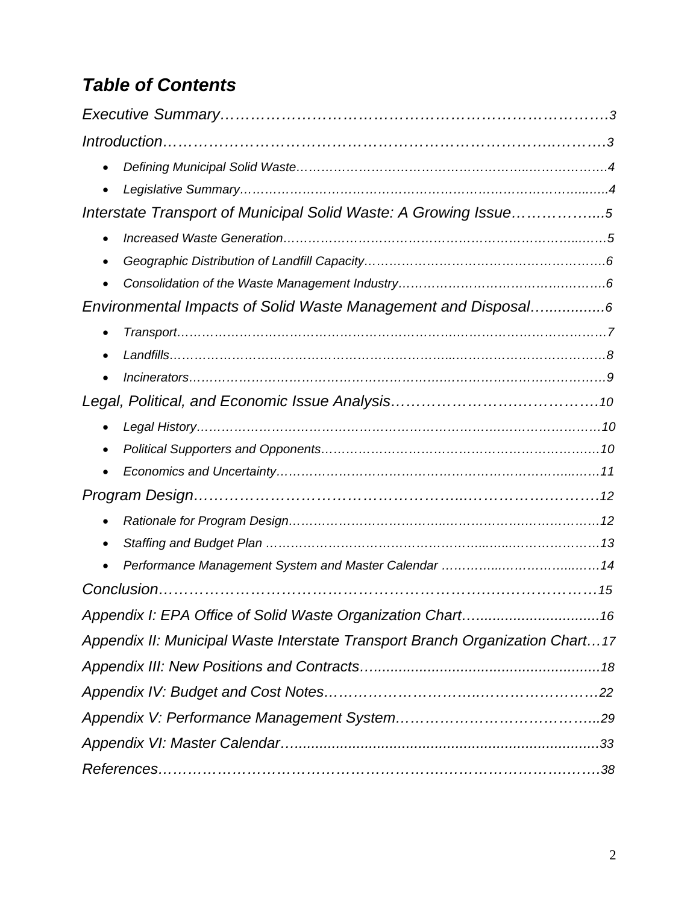## *Table of Contents*

*Executive Summary……………………………………………………………………3*

*Introduction……………………………………………………………………………3*

- *Defining Municipal Solid Waste……………………………………………………………4*
- *Legislative Summary………………………………………………………………………4*

*Interstate Transport of Municipal Solid Waste: A Growing Issue……………....5*

- *Increased Waste Generation………………………………………………………………5*
- *Geographic Distribution of Landfill Capacity……………………………………………6*
- *Consolidation of the Waste Management Industry………………………………………6*

*Environmental Impacts of Solid Waste Management and Disposal…..............6*

- *Transport………………………………………………………………………………………7*
- *Landfills………………………………………………………………………………………8*
- *Incinerators……………………………………………………………………………………9*

*Legal, Political, and Economic Issue Analysis………………………………….10*

- *Legal History…………………………………………………………………………………10*
- *Political Supporters and Opponents………………………………………………………10*
- *Economics and Uncertainty…………………………………………………………………11*

*Program Design……………………………………………………………………………12*

- *Rationale for Program Design………………………………………………………………12*
- *Staffing and Budget Plan ……………………………………………………………………13*
- *Performance Management System and Master Calendar ………………………………14*

*Conclusion……………………………………………………………………………………15*

*Appendix I: EPA Office of Solid Waste Organization Chart…..............................16*

*Appendix II: Municipal Waste Interstate Transport Branch Organization Chart…17*

*Appendix III: New Positions and Contracts…......................................................18*

*Appendix IV: Budget and Cost Notes…………………………………………………22*

*Appendix V: Performance Management System…………………………………...29*

*Appendix VI: Master Calendar…..........................................................................33*

*References……………………………………………………………………………………38*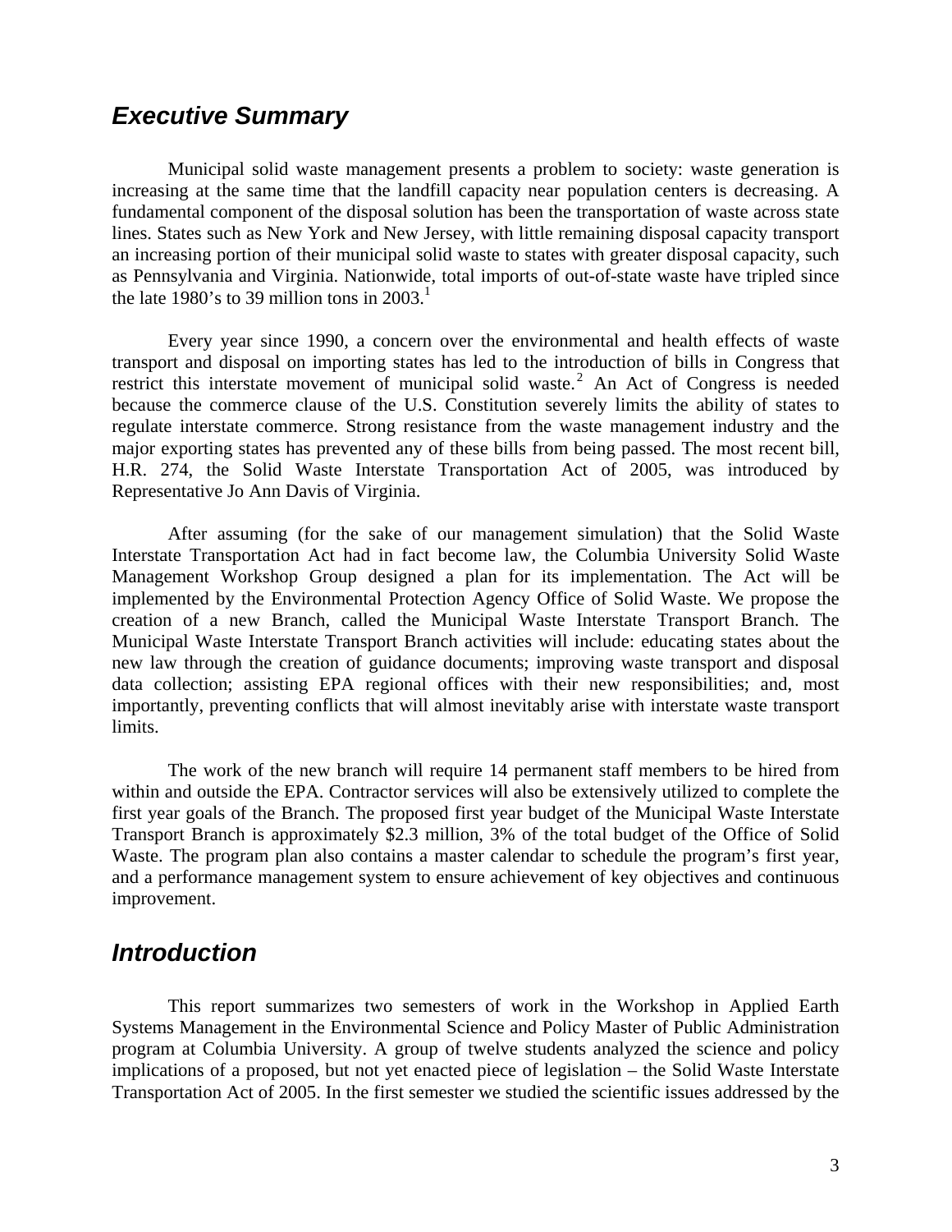## *Executive Summary*

Municipal solid waste management presents a problem to society: waste generation is increasing at the same time that the landfill capacity near population centers is decreasing. A fundamental component of the disposal solution has been the transportation of waste across state lines. States such as New York and New Jersey, with little remaining disposal capacity transport an increasing portion of their municipal solid waste to states with greater disposal capacity, such as Pennsylvania and Virginia. Nationwide, total imports of out-of-state waste have tripled since the late 1980's to 39 million tons in 2003.[1]

Every year since 1990, a concern over the environmental and health effects of waste transport and disposal on importing states has led to the introduction of bills in Congress that restrict this interstate movement of municipal solid waste.[2] An Act of Congress is needed because the commerce clause of the U.S. Constitution severely limits the ability of states to regulate interstate commerce. Strong resistance from the waste management industry and the major exporting states has prevented any of these bills from being passed. The most recent bill, H.R. 274, the Solid Waste Interstate Transportation Act of 2005, was introduced by Representative Jo Ann Davis of Virginia.

After assuming (for the sake of our management simulation) that the Solid Waste Interstate Transportation Act had in fact become law, the Columbia University Solid Waste Management Workshop Group designed a plan for its implementation. The Act will be implemented by the Environmental Protection Agency Office of Solid Waste. We propose the creation of a new Branch, called the Municipal Waste Interstate Transport Branch. The Municipal Waste Interstate Transport Branch activities will include: educating states about the new law through the creation of guidance documents; improving waste transport and disposal data collection; assisting EPA regional offices with their new responsibilities; and, most importantly, preventing conflicts that will almost inevitably arise with interstate waste transport limits.

The work of the new branch will require 14 permanent staff members to be hired from within and outside the EPA. Contractor services will also be extensively utilized to complete the first year goals of the Branch. The proposed first year budget of the Municipal Waste Interstate Transport Branch is approximately $2.3 million, 3% of the total budget of the Office of Solid Waste. The program plan also contains a master calendar to schedule the program's first year, and a performance management system to ensure achievement of key objectives and continuous improvement.

## *Introduction*

This report summarizes two semesters of work in the Workshop in Applied Earth Systems Management in the Environmental Science and Policy Master of Public Administration program at Columbia University. A group of twelve students analyzed the science and policy implications of a proposed, but not yet enacted piece of legislation – the Solid Waste Interstate Transportation Act of 2005. In the first semester we studied the scientific issues addressed by the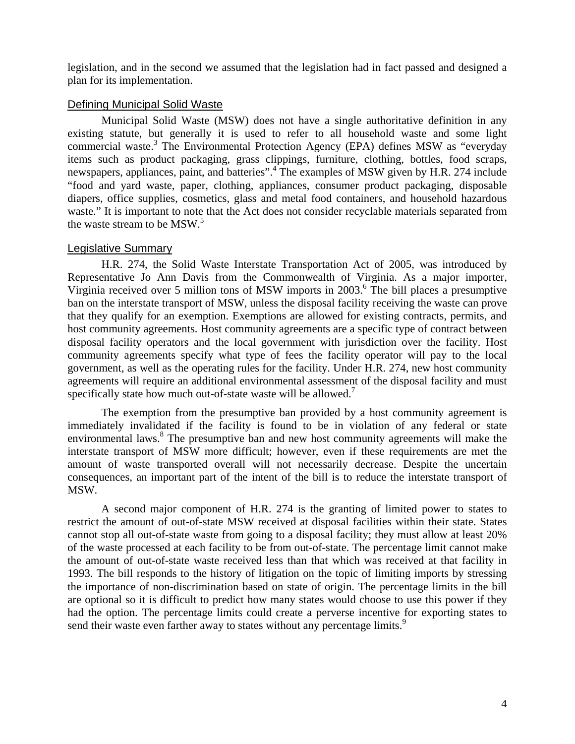legislation, and in the second we assumed that the legislation had in fact passed and designed a plan for its implementation.

## Defining Municipal Solid Waste

Municipal Solid Waste (MSW) does not have a single authoritative definition in any existing statute, but generally it is used to refer to all household waste and some light commercial waste.[3] The Environmental Protection Agency (EPA) defines MSW as "everyday items such as product packaging, grass clippings, furniture, clothing, bottles, food scraps, newspapers, appliances, paint, and batteries".[4] The examples of MSW given by H.R. 274 include "food and yard waste, paper, clothing, appliances, consumer product packaging, disposable diapers, office supplies, cosmetics, glass and metal food containers, and household hazardous waste." It is important to note that the Act does not consider recyclable materials separated from the waste stream to be MSW.[5]

## Legislative Summary

H.R. 274, the Solid Waste Interstate Transportation Act of 2005, was introduced by Representative Jo Ann Davis from the Commonwealth of Virginia. As a major importer, Virginia received over 5 million tons of MSW imports in 2003.[6] The bill places a presumptive ban on the interstate transport of MSW, unless the disposal facility receiving the waste can prove that they qualify for an exemption. Exemptions are allowed for existing contracts, permits, and host community agreements. Host community agreements are a specific type of contract between disposal facility operators and the local government with jurisdiction over the facility. Host community agreements specify what type of fees the facility operator will pay to the local government, as well as the operating rules for the facility. Under H.R. 274, new host community agreements will require an additional environmental assessment of the disposal facility and must specifically state how much out-of-state waste will be allowed.[7]

The exemption from the presumptive ban provided by a host community agreement is immediately invalidated if the facility is found to be in violation of any federal or state environmental laws.[8] The presumptive ban and new host community agreements will make the interstate transport of MSW more difficult; however, even if these requirements are met the amount of waste transported overall will not necessarily decrease. Despite the uncertain consequences, an important part of the intent of the bill is to reduce the interstate transport of MSW.

A second major component of H.R. 274 is the granting of limited power to states to restrict the amount of out-of-state MSW received at disposal facilities within their state. States cannot stop all out-of-state waste from going to a disposal facility; they must allow at least 20% of the waste processed at each facility to be from out-of-state. The percentage limit cannot make the amount of out-of-state waste received less than that which was received at that facility in 1993. The bill responds to the history of litigation on the topic of limiting imports by stressing the importance of non-discrimination based on state of origin. The percentage limits in the bill are optional so it is difficult to predict how many states would choose to use this power if they had the option. The percentage limits could create a perverse incentive for exporting states to send their waste even farther away to states without any percentage limits.[9]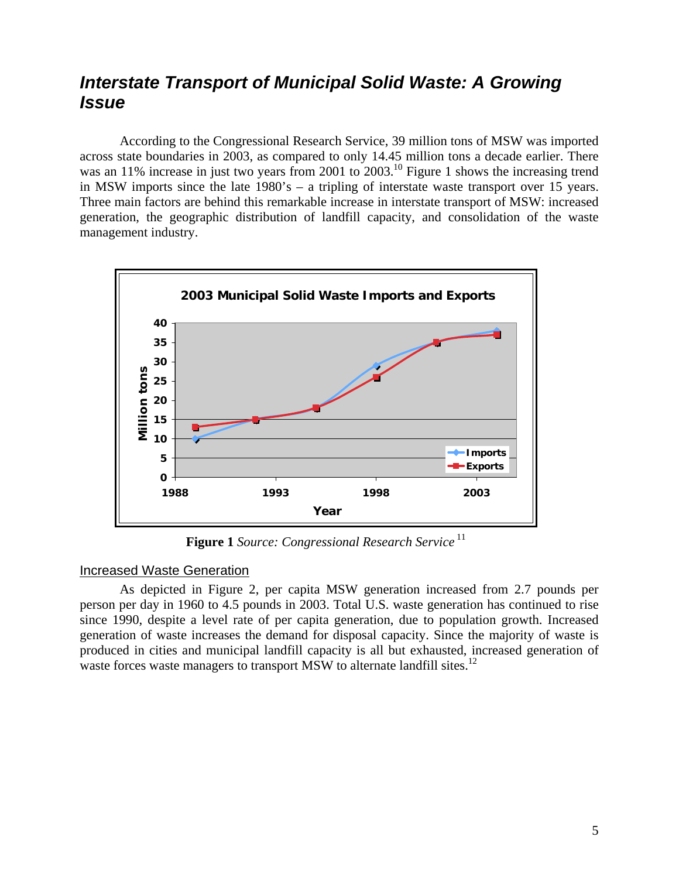## *Interstate Transport of Municipal Solid Waste: A Growing Issue*

According to the Congressional Research Service, 39 million tons of MSW was imported across state boundaries in 2003, as compared to only 14.45 million tons a decade earlier. There was an 11% increase in just two years from 2001 to 2003.[10] Figure 1 shows the increasing trend in MSW imports since the late 1980's – a tripling of interstate waste transport over 15 years. Three main factors are behind this remarkable increase in interstate transport of MSW: increased generation, the geographic distribution of landfill capacity, and consolidation of the waste management industry.

**Figure 1** *Source: Congressional Research Service* [11]

### Increased Waste Generation

As depicted in Figure 2, per capita MSW generation increased from 2.7 pounds per person per day in 1960 to 4.5 pounds in 2003. Total U.S. waste generation has continued to rise since 1990, despite a level rate of per capita generation, due to population growth. Increased generation of waste increases the demand for disposal capacity. Since the majority of waste is produced in cities and municipal landfill capacity is all but exhausted, increased generation of waste forces waste managers to transport MSW to alternate landfill sites.[12]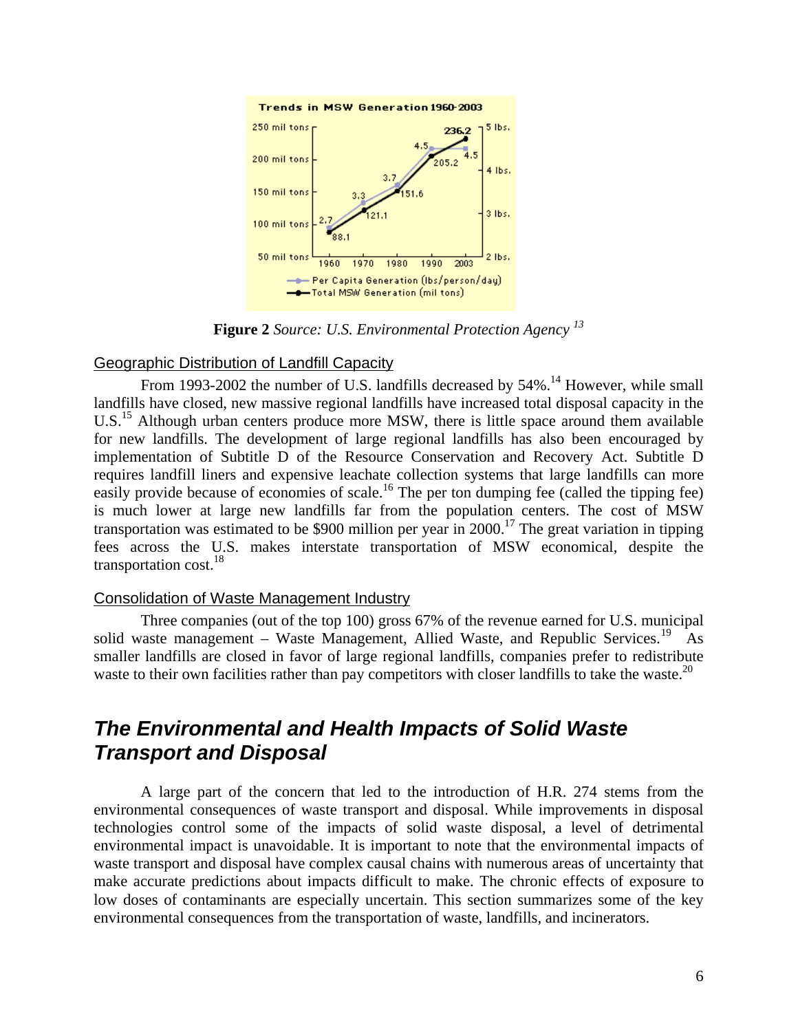**Figure 2** *Source: U.S. Environmental Protection Agency* [13]

### Geographic Distribution of Landfill Capacity

From 1993-2002 the number of U.S. landfills decreased by 54%.[14] However, while small landfills have closed, new massive regional landfills have increased total disposal capacity in the U.S.[15] Although urban centers produce more MSW, there is little space around them available for new landfills. The development of large regional landfills has also been encouraged by implementation of Subtitle D of the Resource Conservation and Recovery Act. Subtitle D requires landfill liners and expensive leachate collection systems that large landfills can more easily provide because of economies of scale.[16] The per ton dumping fee (called the tipping fee) is much lower at large new landfills far from the population centers. The cost of MSW transportation was estimated to be $900 million per year in 2000.[17] The great variation in tipping fees across the U.S. makes interstate transportation of MSW economical, despite the transportation cost.[18]

### Consolidation of Waste Management Industry

Three companies (out of the top 100) gross 67% of the revenue earned for U.S. municipal solid waste management – Waste Management, Allied Waste, and Republic Services.[19] As smaller landfills are closed in favor of large regional landfills, companies prefer to redistribute waste to their own facilities rather than pay competitors with closer landfills to take the waste.[20]

## *The Environmental and Health Impacts of Solid Waste Transport and Disposal*

A large part of the concern that led to the introduction of H.R. 274 stems from the environmental consequences of waste transport and disposal. While improvements in disposal technologies control some of the impacts of solid waste disposal, a level of detrimental environmental impact is unavoidable. It is important to note that the environmental impacts of waste transport and disposal have complex causal chains with numerous areas of uncertainty that make accurate predictions about impacts difficult to make. The chronic effects of exposure to low doses of contaminants are especially uncertain. This section summarizes some of the key environmental consequences from the transportation of waste, landfills, and incinerators.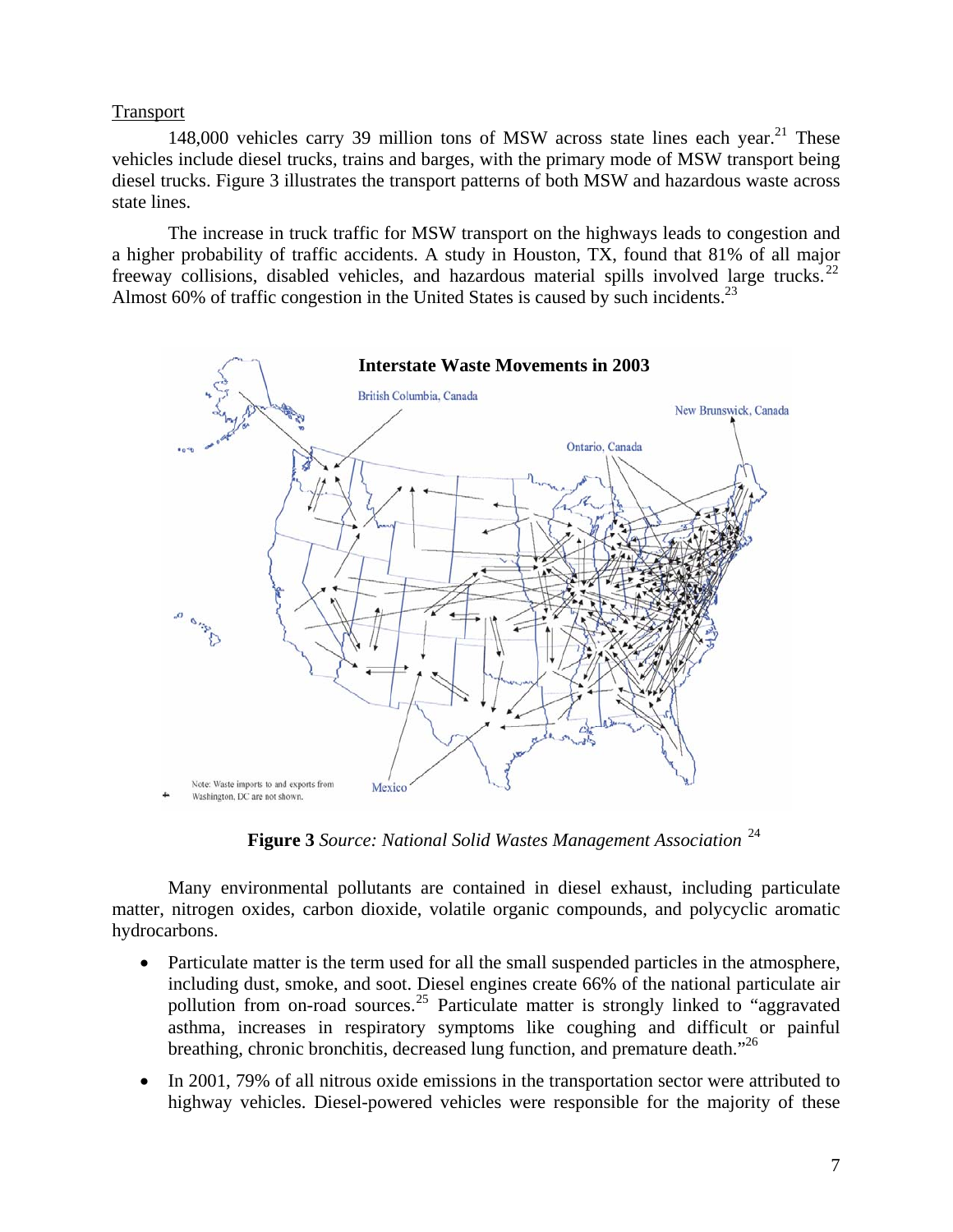Transport

148,000 vehicles carry 39 million tons of MSW across state lines each year.[21] These vehicles include diesel trucks, trains and barges, with the primary mode of MSW transport being diesel trucks. Figure 3 illustrates the transport patterns of both MSW and hazardous waste across state lines.

The increase in truck traffic for MSW transport on the highways leads to congestion and a higher probability of traffic accidents. A study in Houston, TX, found that 81% of all major freeway collisions, disabled vehicles, and hazardous material spills involved large trucks.[22] Almost 60% of traffic congestion in the United States is caused by such incidents.[23]

**Figure 3** *Source: National Solid Wastes Management Association* [24]

Many environmental pollutants are contained in diesel exhaust, including particulate matter, nitrogen oxides, carbon dioxide, volatile organic compounds, and polycyclic aromatic hydrocarbons.

- Particulate matter is the term used for all the small suspended particles in the atmosphere, including dust, smoke, and soot. Diesel engines create 66% of the national particulate air pollution from on-road sources.[25] Particulate matter is strongly linked to "aggravated asthma, increases in respiratory symptoms like coughing and difficult or painful breathing, chronic bronchitis, decreased lung function, and premature death."[26]
- In 2001, 79% of all nitrous oxide emissions in the transportation sector were attributed to highway vehicles. Diesel-powered vehicles were responsible for the majority of these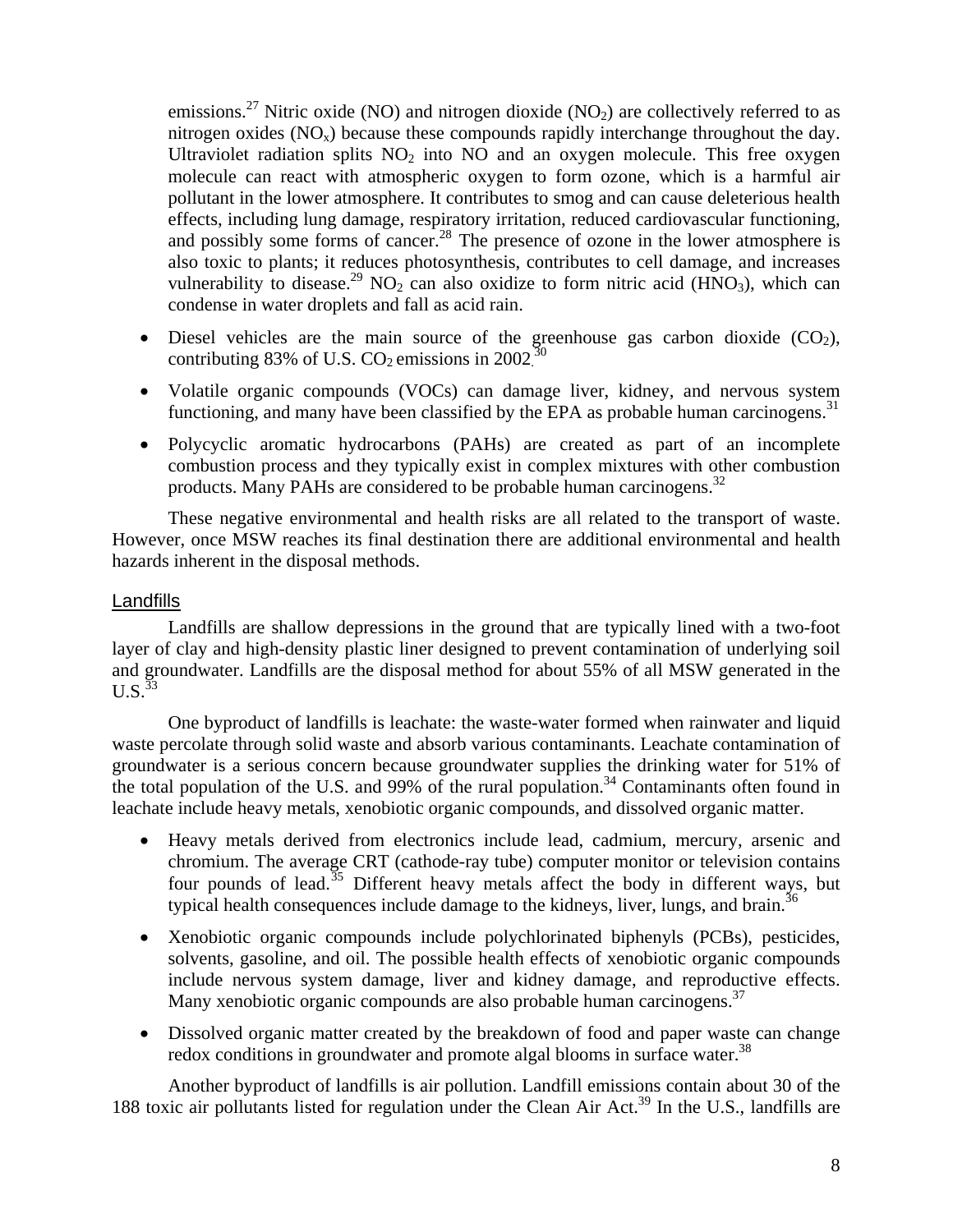emissions.[27] Nitric oxide (NO) and nitrogen dioxide ($NO_2$) are collectively referred to as nitrogen oxides ($NO_x$) because these compounds rapidly interchange throughout the day. Ultraviolet radiation splits $NO_2$ into NO and an oxygen molecule. This free oxygen molecule can react with atmospheric oxygen to form ozone, which is a harmful air pollutant in the lower atmosphere. It contributes to smog and can cause deleterious health effects, including lung damage, respiratory irritation, reduced cardiovascular functioning, and possibly some forms of cancer.[28] The presence of ozone in the lower atmosphere is also toxic to plants; it reduces photosynthesis, contributes to cell damage, and increases vulnerability to disease.[29] $NO_2$ can also oxidize to form nitric acid ($HNO_3$), which can condense in water droplets and fall as acid rain.

- Diesel vehicles are the main source of the greenhouse gas carbon dioxide ($CO_2$), contributing 83% of U.S. $CO_2$ emissions in 2002.[30]
- Volatile organic compounds (VOCs) can damage liver, kidney, and nervous system functioning, and many have been classified by the EPA as probable human carcinogens.[31]
- Polycyclic aromatic hydrocarbons (PAHs) are created as part of an incomplete combustion process and they typically exist in complex mixtures with other combustion products. Many PAHs are considered to be probable human carcinogens.[32]

These negative environmental and health risks are all related to the transport of waste. However, once MSW reaches its final destination there are additional environmental and health hazards inherent in the disposal methods.

## Landfills

Landfills are shallow depressions in the ground that are typically lined with a two-foot layer of clay and high-density plastic liner designed to prevent contamination of underlying soil and groundwater. Landfills are the disposal method for about 55% of all MSW generated in the U.S.[33]

One byproduct of landfills is leachate: the waste-water formed when rainwater and liquid waste percolate through solid waste and absorb various contaminants. Leachate contamination of groundwater is a serious concern because groundwater supplies the drinking water for 51% of the total population of the U.S. and 99% of the rural population.[34] Contaminants often found in leachate include heavy metals, xenobiotic organic compounds, and dissolved organic matter.

- Heavy metals derived from electronics include lead, cadmium, mercury, arsenic and chromium. The average CRT (cathode-ray tube) computer monitor or television contains four pounds of lead.[35] Different heavy metals affect the body in different ways, but typical health consequences include damage to the kidneys, liver, lungs, and brain.[36]
- Xenobiotic organic compounds include polychlorinated biphenyls (PCBs), pesticides, solvents, gasoline, and oil. The possible health effects of xenobiotic organic compounds include nervous system damage, liver and kidney damage, and reproductive effects. Many xenobiotic organic compounds are also probable human carcinogens.[37]
- Dissolved organic matter created by the breakdown of food and paper waste can change redox conditions in groundwater and promote algal blooms in surface water.[38]

Another byproduct of landfills is air pollution. Landfill emissions contain about 30 of the 188 toxic air pollutants listed for regulation under the Clean Air Act.[39] In the U.S., landfills are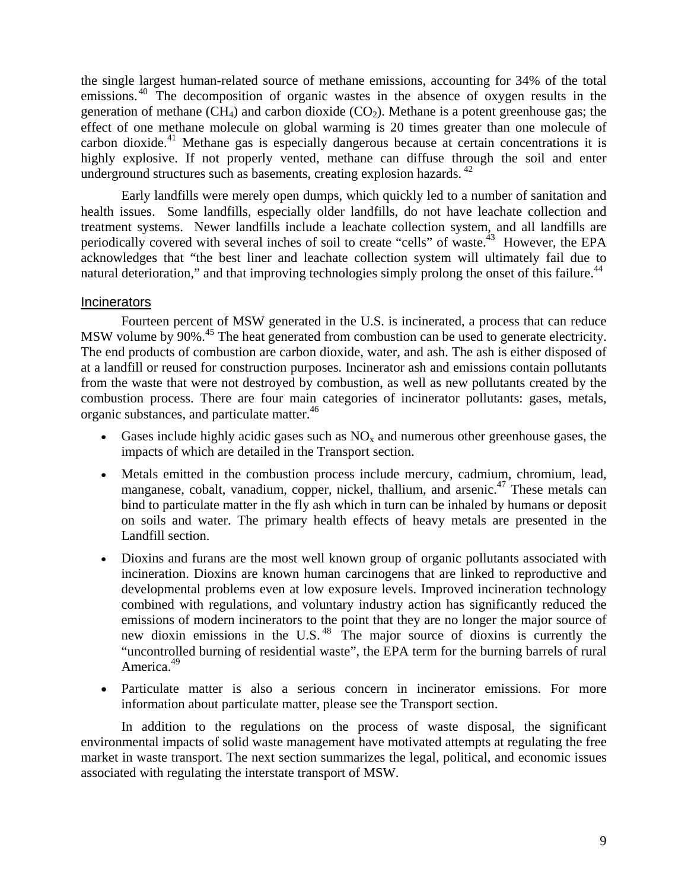the single largest human-related source of methane emissions, accounting for 34% of the total emissions.[40] The decomposition of organic wastes in the absence of oxygen results in the generation of methane ($CH_4$) and carbon dioxide ($CO_2$). Methane is a potent greenhouse gas; the effect of one methane molecule on global warming is 20 times greater than one molecule of carbon dioxide.[41] Methane gas is especially dangerous because at certain concentrations it is highly explosive. If not properly vented, methane can diffuse through the soil and enter underground structures such as basements, creating explosion hazards.[42]

Early landfills were merely open dumps, which quickly led to a number of sanitation and health issues. Some landfills, especially older landfills, do not have leachate collection and treatment systems. Newer landfills include a leachate collection system, and all landfills are periodically covered with several inches of soil to create "cells" of waste.[43] However, the EPA acknowledges that "the best liner and leachate collection system will ultimately fail due to natural deterioration," and that improving technologies simply prolong the onset of this failure.[44]

### Incinerators

Fourteen percent of MSW generated in the U.S. is incinerated, a process that can reduce MSW volume by 90%.[45] The heat generated from combustion can be used to generate electricity. The end products of combustion are carbon dioxide, water, and ash. The ash is either disposed of at a landfill or reused for construction purposes. Incinerator ash and emissions contain pollutants from the waste that were not destroyed by combustion, as well as new pollutants created by the combustion process. There are four main categories of incinerator pollutants: gases, metals, organic substances, and particulate matter.[46]

- Gases include highly acidic gases such as $NO_x$ and numerous other greenhouse gases, the impacts of which are detailed in the Transport section.
- Metals emitted in the combustion process include mercury, cadmium, chromium, lead, manganese, cobalt, vanadium, copper, nickel, thallium, and arsenic.[47] These metals can bind to particulate matter in the fly ash which in turn can be inhaled by humans or deposit on soils and water. The primary health effects of heavy metals are presented in the Landfill section.
- Dioxins and furans are the most well known group of organic pollutants associated with incineration. Dioxins are known human carcinogens that are linked to reproductive and developmental problems even at low exposure levels. Improved incineration technology combined with regulations, and voluntary industry action has significantly reduced the emissions of modern incinerators to the point that they are no longer the major source of new dioxin emissions in the U.S.[48] The major source of dioxins is currently the "uncontrolled burning of residential waste", the EPA term for the burning barrels of rural America.[49]
- Particulate matter is also a serious concern in incinerator emissions. For more information about particulate matter, please see the Transport section.

In addition to the regulations on the process of waste disposal, the significant environmental impacts of solid waste management have motivated attempts at regulating the free market in waste transport. The next section summarizes the legal, political, and economic issues associated with regulating the interstate transport of MSW.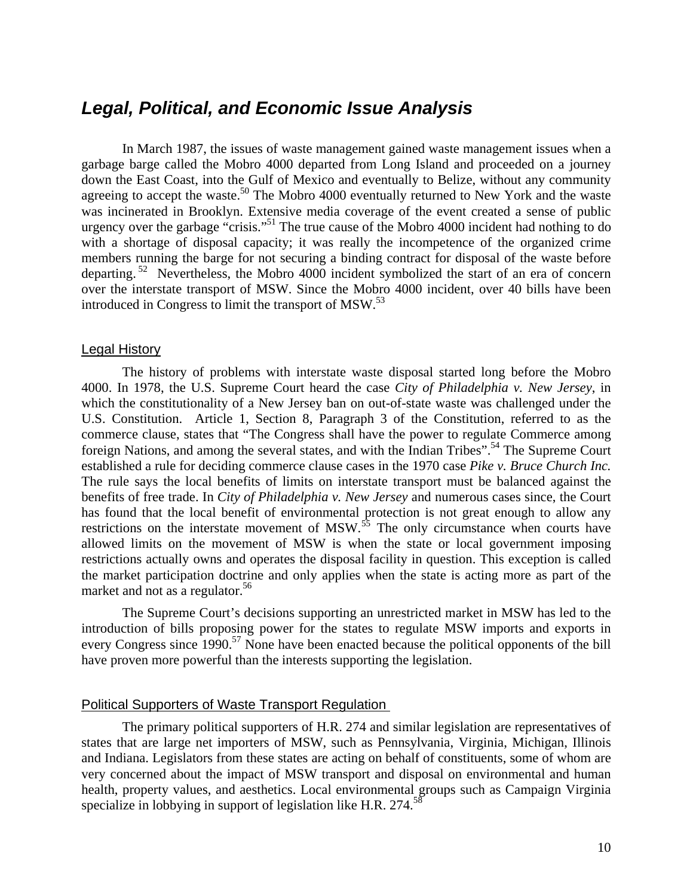## *Legal, Political, and Economic Issue Analysis*

In March 1987, the issues of waste management gained waste management issues when a garbage barge called the Mobro 4000 departed from Long Island and proceeded on a journey down the East Coast, into the Gulf of Mexico and eventually to Belize, without any community agreeing to accept the waste.[50] The Mobro 4000 eventually returned to New York and the waste was incinerated in Brooklyn. Extensive media coverage of the event created a sense of public urgency over the garbage "crisis."[51] The true cause of the Mobro 4000 incident had nothing to do with a shortage of disposal capacity; it was really the incompetence of the organized crime members running the barge for not securing a binding contract for disposal of the waste before departing.[52] Nevertheless, the Mobro 4000 incident symbolized the start of an era of concern over the interstate transport of MSW. Since the Mobro 4000 incident, over 40 bills have been introduced in Congress to limit the transport of MSW.[53]

### Legal History

The history of problems with interstate waste disposal started long before the Mobro 4000. In 1978, the U.S. Supreme Court heard the case *City of Philadelphia v. New Jersey*, in which the constitutionality of a New Jersey ban on out-of-state waste was challenged under the U.S. Constitution. Article 1, Section 8, Paragraph 3 of the Constitution, referred to as the commerce clause, states that "The Congress shall have the power to regulate Commerce among foreign Nations, and among the several states, and with the Indian Tribes".[54] The Supreme Court established a rule for deciding commerce clause cases in the 1970 case *Pike v. Bruce Church Inc.* The rule says the local benefits of limits on interstate transport must be balanced against the benefits of free trade. In *City of Philadelphia v. New Jersey* and numerous cases since, the Court has found that the local benefit of environmental protection is not great enough to allow any restrictions on the interstate movement of MSW.[55] The only circumstance when courts have allowed limits on the movement of MSW is when the state or local government imposing restrictions actually owns and operates the disposal facility in question. This exception is called the market participation doctrine and only applies when the state is acting more as part of the market and not as a regulator.[56]

The Supreme Court's decisions supporting an unrestricted market in MSW has led to the introduction of bills proposing power for the states to regulate MSW imports and exports in every Congress since 1990.[57] None have been enacted because the political opponents of the bill have proven more powerful than the interests supporting the legislation.

### Political Supporters of Waste Transport Regulation

The primary political supporters of H.R. 274 and similar legislation are representatives of states that are large net importers of MSW, such as Pennsylvania, Virginia, Michigan, Illinois and Indiana. Legislators from these states are acting on behalf of constituents, some of whom are very concerned about the impact of MSW transport and disposal on environmental and human health, property values, and aesthetics. Local environmental groups such as Campaign Virginia specialize in lobbying in support of legislation like H.R. 274.[58]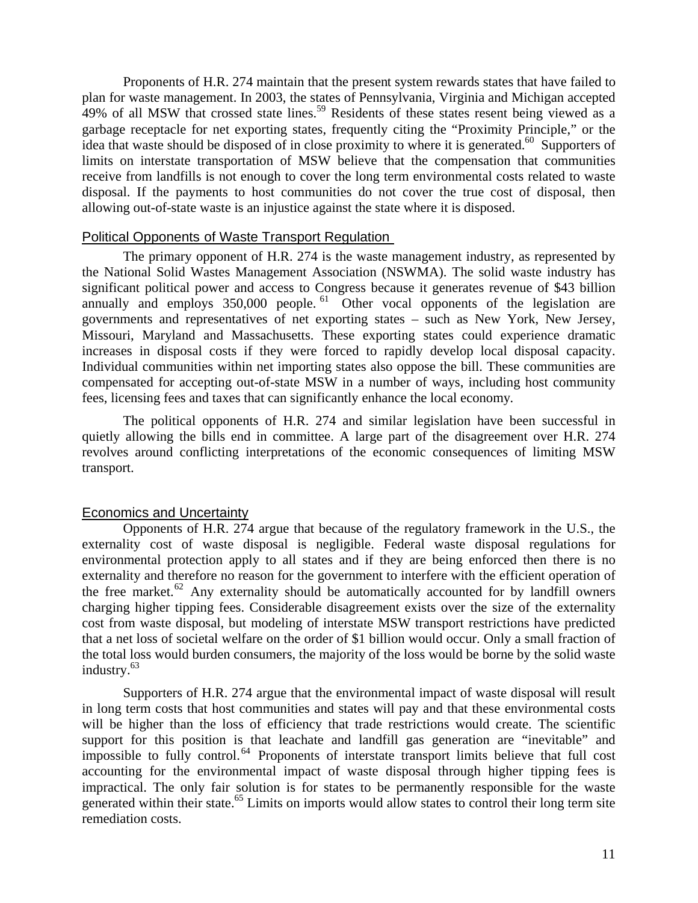Proponents of H.R. 274 maintain that the present system rewards states that have failed to plan for waste management. In 2003, the states of Pennsylvania, Virginia and Michigan accepted 49% of all MSW that crossed state lines.[59] Residents of these states resent being viewed as a garbage receptacle for net exporting states, frequently citing the "Proximity Principle," or the idea that waste should be disposed of in close proximity to where it is generated.[60] Supporters of limits on interstate transportation of MSW believe that the compensation that communities receive from landfills is not enough to cover the long term environmental costs related to waste disposal. If the payments to host communities do not cover the true cost of disposal, then allowing out-of-state waste is an injustice against the state where it is disposed.

## Political Opponents of Waste Transport Regulation

The primary opponent of H.R. 274 is the waste management industry, as represented by the National Solid Wastes Management Association (NSWMA). The solid waste industry has significant political power and access to Congress because it generates revenue of $43 billion annually and employs 350,000 people.[61] Other vocal opponents of the legislation are governments and representatives of net exporting states – such as New York, New Jersey, Missouri, Maryland and Massachusetts. These exporting states could experience dramatic increases in disposal costs if they were forced to rapidly develop local disposal capacity. Individual communities within net importing states also oppose the bill. These communities are compensated for accepting out-of-state MSW in a number of ways, including host community fees, licensing fees and taxes that can significantly enhance the local economy.

The political opponents of H.R. 274 and similar legislation have been successful in quietly allowing the bills end in committee. A large part of the disagreement over H.R. 274 revolves around conflicting interpretations of the economic consequences of limiting MSW transport.

## Economics and Uncertainty

Opponents of H.R. 274 argue that because of the regulatory framework in the U.S., the externality cost of waste disposal is negligible. Federal waste disposal regulations for environmental protection apply to all states and if they are being enforced then there is no externality and therefore no reason for the government to interfere with the efficient operation of the free market.[62] Any externality should be automatically accounted for by landfill owners charging higher tipping fees. Considerable disagreement exists over the size of the externality cost from waste disposal, but modeling of interstate MSW transport restrictions have predicted that a net loss of societal welfare on the order of $1 billion would occur. Only a small fraction of the total loss would burden consumers, the majority of the loss would be borne by the solid waste industry.[63]

Supporters of H.R. 274 argue that the environmental impact of waste disposal will result in long term costs that host communities and states will pay and that these environmental costs will be higher than the loss of efficiency that trade restrictions would create. The scientific support for this position is that leachate and landfill gas generation are "inevitable" and impossible to fully control.[64] Proponents of interstate transport limits believe that full cost accounting for the environmental impact of waste disposal through higher tipping fees is impractical. The only fair solution is for states to be permanently responsible for the waste generated within their state.[65] Limits on imports would allow states to control their long term site remediation costs.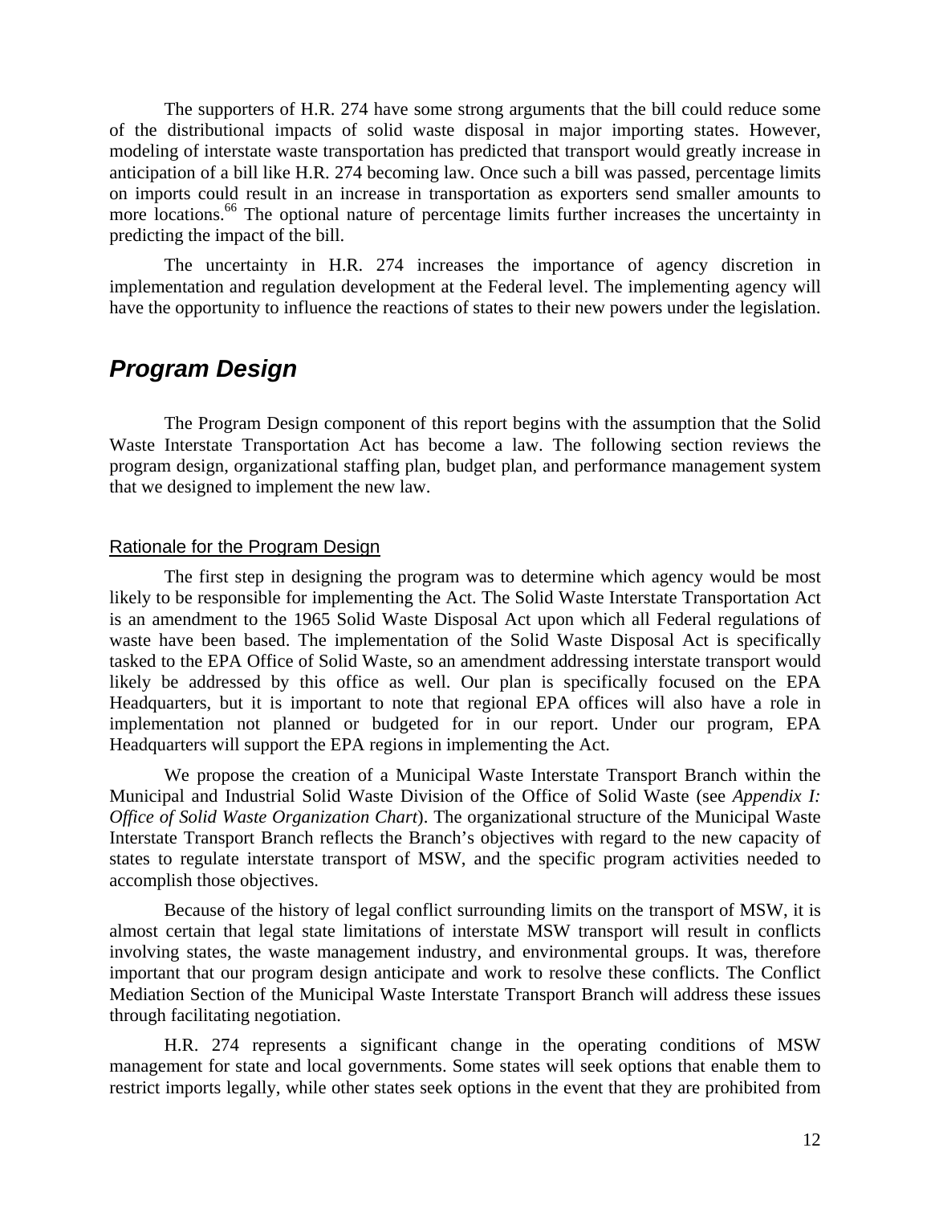The supporters of H.R. 274 have some strong arguments that the bill could reduce some of the distributional impacts of solid waste disposal in major importing states. However, modeling of interstate waste transportation has predicted that transport would greatly increase in anticipation of a bill like H.R. 274 becoming law. Once such a bill was passed, percentage limits on imports could result in an increase in transportation as exporters send smaller amounts to more locations.[66] The optional nature of percentage limits further increases the uncertainty in predicting the impact of the bill.

The uncertainty in H.R. 274 increases the importance of agency discretion in implementation and regulation development at the Federal level. The implementing agency will have the opportunity to influence the reactions of states to their new powers under the legislation.

## *Program Design*

The Program Design component of this report begins with the assumption that the Solid Waste Interstate Transportation Act has become a law. The following section reviews the program design, organizational staffing plan, budget plan, and performance management system that we designed to implement the new law.

### Rationale for the Program Design

The first step in designing the program was to determine which agency would be most likely to be responsible for implementing the Act. The Solid Waste Interstate Transportation Act is an amendment to the 1965 Solid Waste Disposal Act upon which all Federal regulations of waste have been based. The implementation of the Solid Waste Disposal Act is specifically tasked to the EPA Office of Solid Waste, so an amendment addressing interstate transport would likely be addressed by this office as well. Our plan is specifically focused on the EPA Headquarters, but it is important to note that regional EPA offices will also have a role in implementation not planned or budgeted for in our report. Under our program, EPA Headquarters will support the EPA regions in implementing the Act.

We propose the creation of a Municipal Waste Interstate Transport Branch within the Municipal and Industrial Solid Waste Division of the Office of Solid Waste (see *Appendix I: Office of Solid Waste Organization Chart*). The organizational structure of the Municipal Waste Interstate Transport Branch reflects the Branch's objectives with regard to the new capacity of states to regulate interstate transport of MSW, and the specific program activities needed to accomplish those objectives.

Because of the history of legal conflict surrounding limits on the transport of MSW, it is almost certain that legal state limitations of interstate MSW transport will result in conflicts involving states, the waste management industry, and environmental groups. It was, therefore important that our program design anticipate and work to resolve these conflicts. The Conflict Mediation Section of the Municipal Waste Interstate Transport Branch will address these issues through facilitating negotiation.

H.R. 274 represents a significant change in the operating conditions of MSW management for state and local governments. Some states will seek options that enable them to restrict imports legally, while other states seek options in the event that they are prohibited from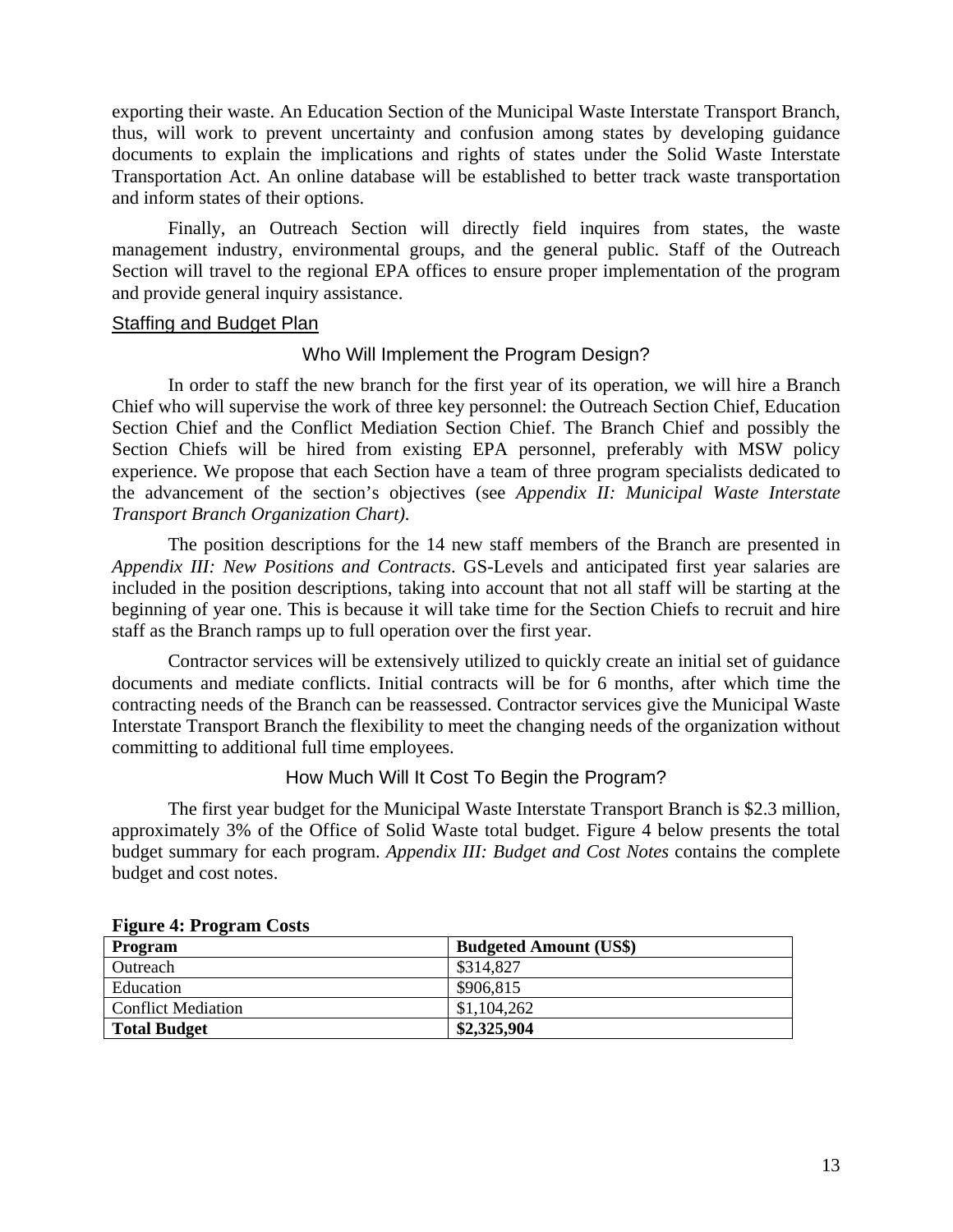exporting their waste. An Education Section of the Municipal Waste Interstate Transport Branch, thus, will work to prevent uncertainty and confusion among states by developing guidance documents to explain the implications and rights of states under the Solid Waste Interstate Transportation Act. An online database will be established to better track waste transportation and inform states of their options.

Finally, an Outreach Section will directly field inquires from states, the waste management industry, environmental groups, and the general public. Staff of the Outreach Section will travel to the regional EPA offices to ensure proper implementation of the program and provide general inquiry assistance.

## Staffing and Budget Plan

### Who Will Implement the Program Design?

In order to staff the new branch for the first year of its operation, we will hire a Branch Chief who will supervise the work of three key personnel: the Outreach Section Chief, Education Section Chief and the Conflict Mediation Section Chief. The Branch Chief and possibly the Section Chiefs will be hired from existing EPA personnel, preferably with MSW policy experience. We propose that each Section have a team of three program specialists dedicated to the advancement of the section's objectives (see *Appendix II: Municipal Waste Interstate Transport Branch Organization Chart)*.

The position descriptions for the 14 new staff members of the Branch are presented in *Appendix III: New Positions and Contracts*. GS-Levels and anticipated first year salaries are included in the position descriptions, taking into account that not all staff will be starting at the beginning of year one. This is because it will take time for the Section Chiefs to recruit and hire staff as the Branch ramps up to full operation over the first year.

Contractor services will be extensively utilized to quickly create an initial set of guidance documents and mediate conflicts. Initial contracts will be for 6 months, after which time the contracting needs of the Branch can be reassessed. Contractor services give the Municipal Waste Interstate Transport Branch the flexibility to meet the changing needs of the organization without committing to additional full time employees.

### How Much Will It Cost To Begin the Program?

The first year budget for the Municipal Waste Interstate Transport Branch is $2.3 million, approximately 3% of the Office of Solid Waste total budget. Figure 4 below presents the total budget summary for each program. *Appendix III: Budget and Cost Notes* contains the complete budget and cost notes.

**Figure 4: Program Costs**

| **Program** | **Budgeted Amount (US$)** |
|---|---|
| Outreach | $314,827 |
| Education | $906,815 |
| Conflict Mediation | $1,104,262 |
| **Total Budget** | **$2,325,904** |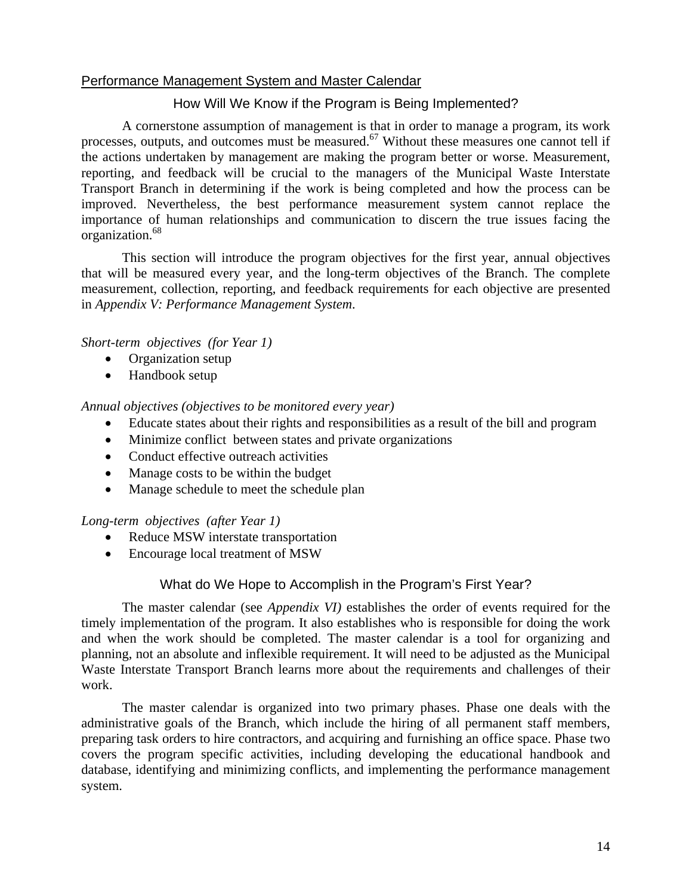## Performance Management System and Master Calendar

### How Will We Know if the Program is Being Implemented?

A cornerstone assumption of management is that in order to manage a program, its work processes, outputs, and outcomes must be measured.[67] Without these measures one cannot tell if the actions undertaken by management are making the program better or worse. Measurement, reporting, and feedback will be crucial to the managers of the Municipal Waste Interstate Transport Branch in determining if the work is being completed and how the process can be improved. Nevertheless, the best performance measurement system cannot replace the importance of human relationships and communication to discern the true issues facing the organization.[68]

This section will introduce the program objectives for the first year, annual objectives that will be measured every year, and the long-term objectives of the Branch. The complete measurement, collection, reporting, and feedback requirements for each objective are presented in *Appendix V: Performance Management System*.

*Short-term objectives (for Year 1)*

- Organization setup
- Handbook setup

*Annual objectives (objectives to be monitored every year)*

- Educate states about their rights and responsibilities as a result of the bill and program
- Minimize conflict between states and private organizations
- Conduct effective outreach activities
- Manage costs to be within the budget
- Manage schedule to meet the schedule plan

*Long-term objectives (after Year 1)*

- Reduce MSW interstate transportation
- Encourage local treatment of MSW

### What do We Hope to Accomplish in the Program's First Year?

The master calendar (see *Appendix VI)* establishes the order of events required for the timely implementation of the program. It also establishes who is responsible for doing the work and when the work should be completed. The master calendar is a tool for organizing and planning, not an absolute and inflexible requirement. It will need to be adjusted as the Municipal Waste Interstate Transport Branch learns more about the requirements and challenges of their work.

The master calendar is organized into two primary phases. Phase one deals with the administrative goals of the Branch, which include the hiring of all permanent staff members, preparing task orders to hire contractors, and acquiring and furnishing an office space. Phase two covers the program specific activities, including developing the educational handbook and database, identifying and minimizing conflicts, and implementing the performance management system.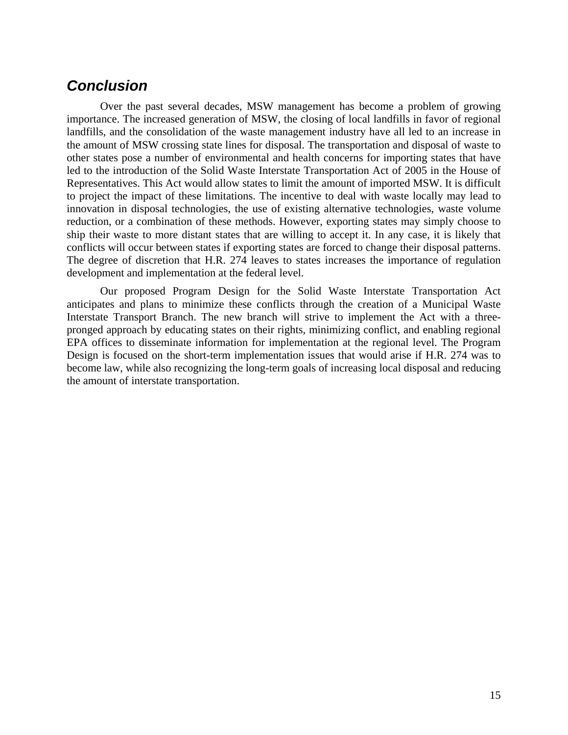## *Conclusion*

Over the past several decades, MSW management has become a problem of growing importance. The increased generation of MSW, the closing of local landfills in favor of regional landfills, and the consolidation of the waste management industry have all led to an increase in the amount of MSW crossing state lines for disposal. The transportation and disposal of waste to other states pose a number of environmental and health concerns for importing states that have led to the introduction of the Solid Waste Interstate Transportation Act of 2005 in the House of Representatives. This Act would allow states to limit the amount of imported MSW. It is difficult to project the impact of these limitations. The incentive to deal with waste locally may lead to innovation in disposal technologies, the use of existing alternative technologies, waste volume reduction, or a combination of these methods. However, exporting states may simply choose to ship their waste to more distant states that are willing to accept it. In any case, it is likely that conflicts will occur between states if exporting states are forced to change their disposal patterns. The degree of discretion that H.R. 274 leaves to states increases the importance of regulation development and implementation at the federal level.

Our proposed Program Design for the Solid Waste Interstate Transportation Act anticipates and plans to minimize these conflicts through the creation of a Municipal Waste Interstate Transport Branch. The new branch will strive to implement the Act with a three-pronged approach by educating states on their rights, minimizing conflict, and enabling regional EPA offices to disseminate information for implementation at the regional level. The Program Design is focused on the short-term implementation issues that would arise if H.R. 274 was to become law, while also recognizing the long-term goals of increasing local disposal and reducing the amount of interstate transportation.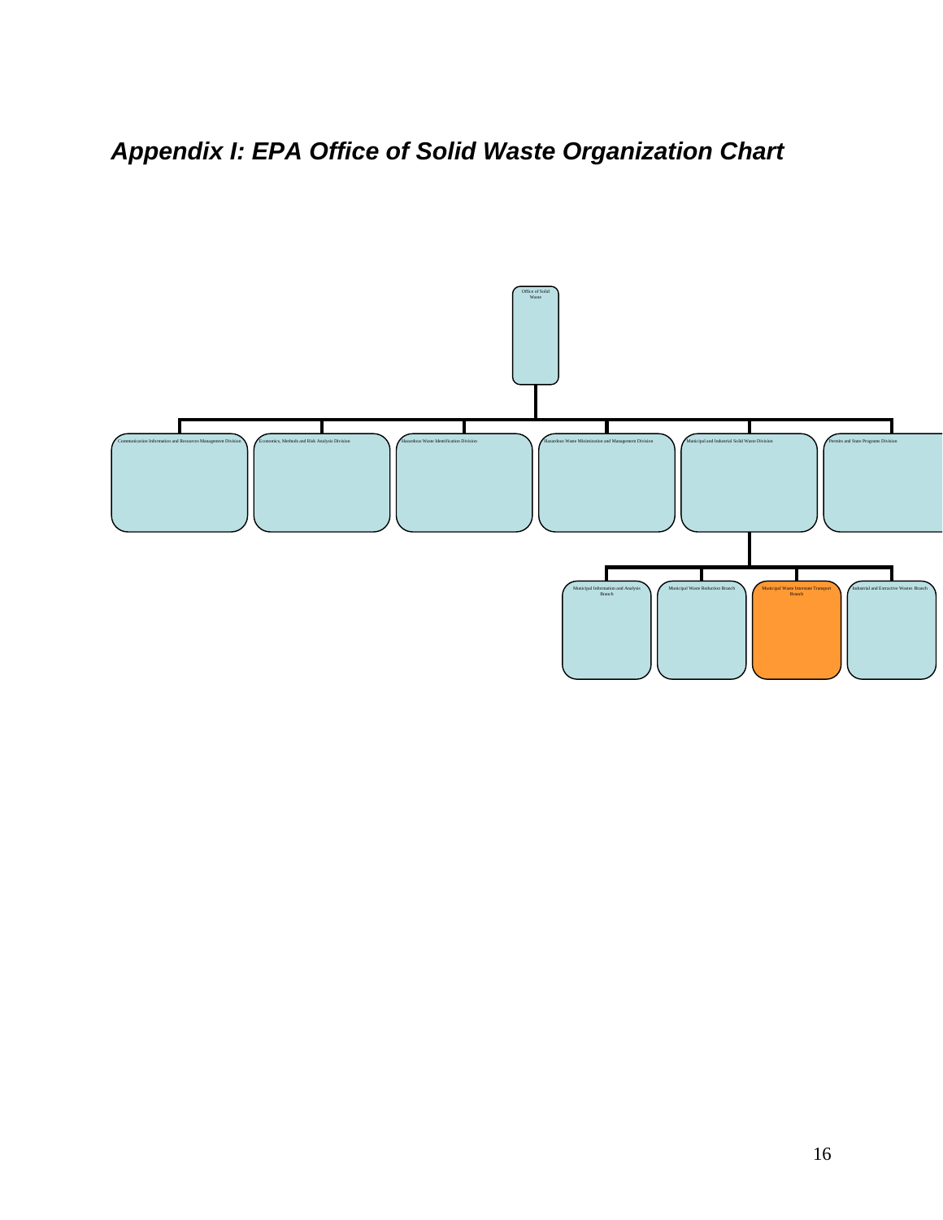# *Appendix I: EPA Office of Solid Waste Organization Chart*

- Office of Solid Waste
  - Communication Information and Resources Management Division
  - Economics, Methods and Risk Analysis Division
  - Hazardous Waste Identification Division
  - Hazardous Waste Minimization and Management Division
  - Municipal and Industrial Solid Waste Division
    - Municipal Information and Analysis Branch
    - Municipal Waste Reduction Branch
    - Municipal Waste Interstate Transport Branch
    - Industrial and Extractive Wastes Branch
  - Permits and State Programs Division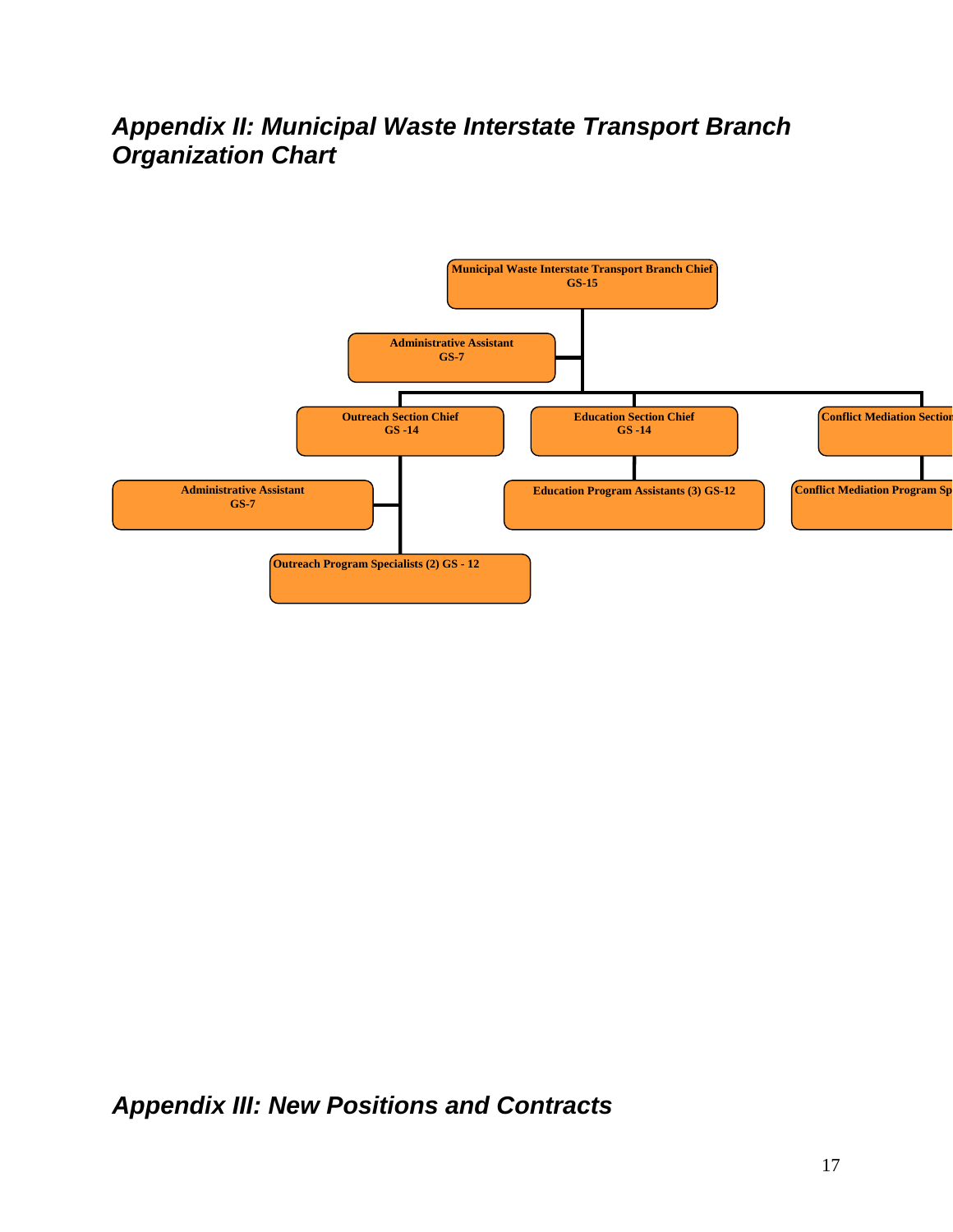## *Appendix II: Municipal Waste Interstate Transport Branch Organization Chart*

**Municipal Waste Interstate Transport Branch Chief**
**GS-15**

- **Administrative Assistant GS-7**
- **Outreach Section Chief GS -14**
  - **Administrative Assistant GS-7**
  - **Outreach Program Specialists (2) GS - 12**
- **Education Section Chief GS -14**
  - **Education Program Assistants (3) GS-12**
- **Conflict Mediation Section**
  - **Conflict Mediation Program Sp**

## *Appendix III: New Positions and Contracts*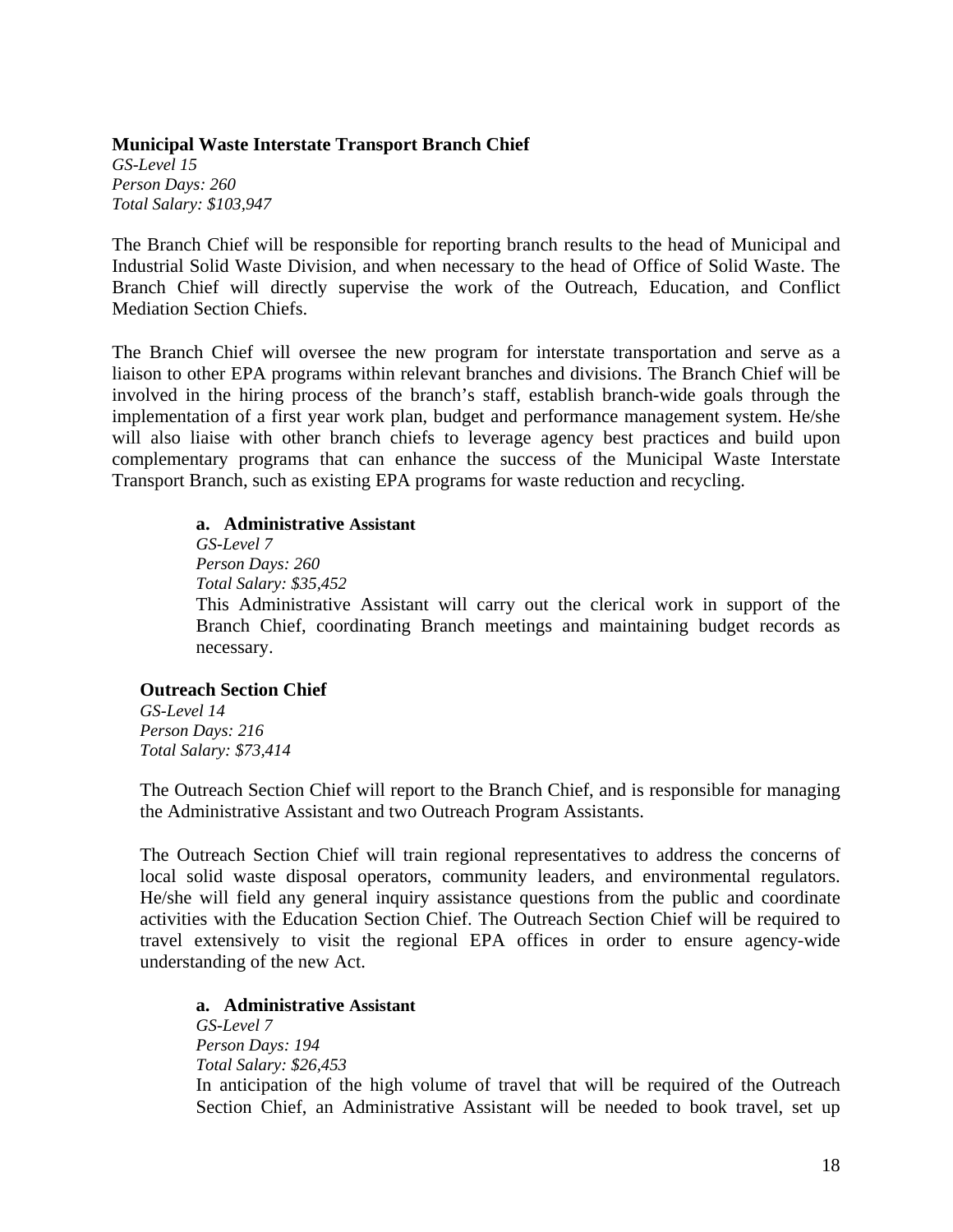**Municipal Waste Interstate Transport Branch Chief**

*GS-Level 15*
*Person Days: 260*
*Total Salary: $103,947*

The Branch Chief will be responsible for reporting branch results to the head of Municipal and Industrial Solid Waste Division, and when necessary to the head of Office of Solid Waste. The Branch Chief will directly supervise the work of the Outreach, Education, and Conflict Mediation Section Chiefs.

The Branch Chief will oversee the new program for interstate transportation and serve as a liaison to other EPA programs within relevant branches and divisions. The Branch Chief will be involved in the hiring process of the branch's staff, establish branch-wide goals through the implementation of a first year work plan, budget and performance management system. He/she will also liaise with other branch chiefs to leverage agency best practices and build upon complementary programs that can enhance the success of the Municipal Waste Interstate Transport Branch, such as existing EPA programs for waste reduction and recycling.

**a. Administrative Assistant**

*GS-Level 7*
*Person Days: 260*
*Total Salary: $35,452*

This Administrative Assistant will carry out the clerical work in support of the Branch Chief, coordinating Branch meetings and maintaining budget records as necessary.

**Outreach Section Chief**

*GS-Level 14*
*Person Days: 216*
*Total Salary: $73,414*

The Outreach Section Chief will report to the Branch Chief, and is responsible for managing the Administrative Assistant and two Outreach Program Assistants.

The Outreach Section Chief will train regional representatives to address the concerns of local solid waste disposal operators, community leaders, and environmental regulators. He/she will field any general inquiry assistance questions from the public and coordinate activities with the Education Section Chief. The Outreach Section Chief will be required to travel extensively to visit the regional EPA offices in order to ensure agency-wide understanding of the new Act.

**a. Administrative Assistant**

*GS-Level 7*
*Person Days: 194*
*Total Salary: $26,453*

In anticipation of the high volume of travel that will be required of the Outreach Section Chief, an Administrative Assistant will be needed to book travel, set up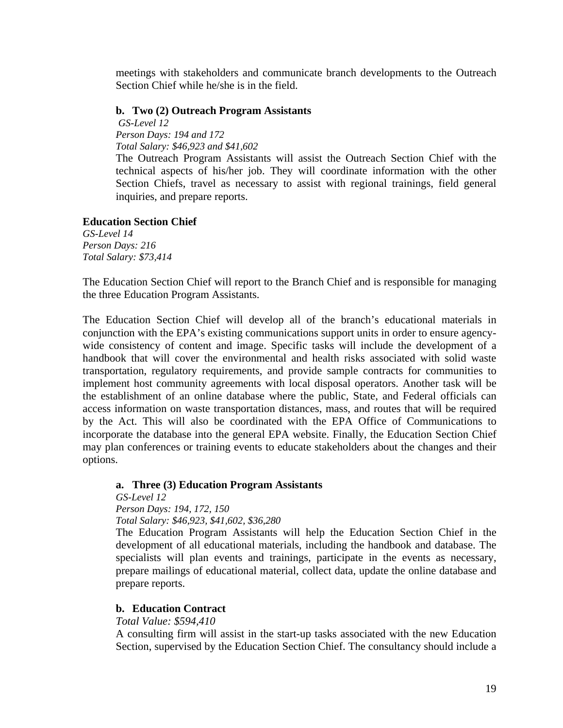meetings with stakeholders and communicate branch developments to the Outreach Section Chief while he/she is in the field.

**b. Two (2) Outreach Program Assistants**

*GS-Level 12*
*Person Days: 194 and 172*
*Total Salary: $46,923 and $41,602*

The Outreach Program Assistants will assist the Outreach Section Chief with the technical aspects of his/her job. They will coordinate information with the other Section Chiefs, travel as necessary to assist with regional trainings, field general inquiries, and prepare reports.

**Education Section Chief**

*GS-Level 14*
*Person Days: 216*
*Total Salary: $73,414*

The Education Section Chief will report to the Branch Chief and is responsible for managing the three Education Program Assistants.

The Education Section Chief will develop all of the branch's educational materials in conjunction with the EPA's existing communications support units in order to ensure agency-wide consistency of content and image. Specific tasks will include the development of a handbook that will cover the environmental and health risks associated with solid waste transportation, regulatory requirements, and provide sample contracts for communities to implement host community agreements with local disposal operators. Another task will be the establishment of an online database where the public, State, and Federal officials can access information on waste transportation distances, mass, and routes that will be required by the Act. This will also be coordinated with the EPA Office of Communications to incorporate the database into the general EPA website. Finally, the Education Section Chief may plan conferences or training events to educate stakeholders about the changes and their options.

**a. Three (3) Education Program Assistants**

*GS-Level 12*
*Person Days: 194, 172, 150*
*Total Salary: $46,923, $41,602, $36,280*

The Education Program Assistants will help the Education Section Chief in the development of all educational materials, including the handbook and database. The specialists will plan events and trainings, participate in the events as necessary, prepare mailings of educational material, collect data, update the online database and prepare reports.

**b. Education Contract**

*Total Value: $594,410*

A consulting firm will assist in the start-up tasks associated with the new Education Section, supervised by the Education Section Chief. The consultancy should include a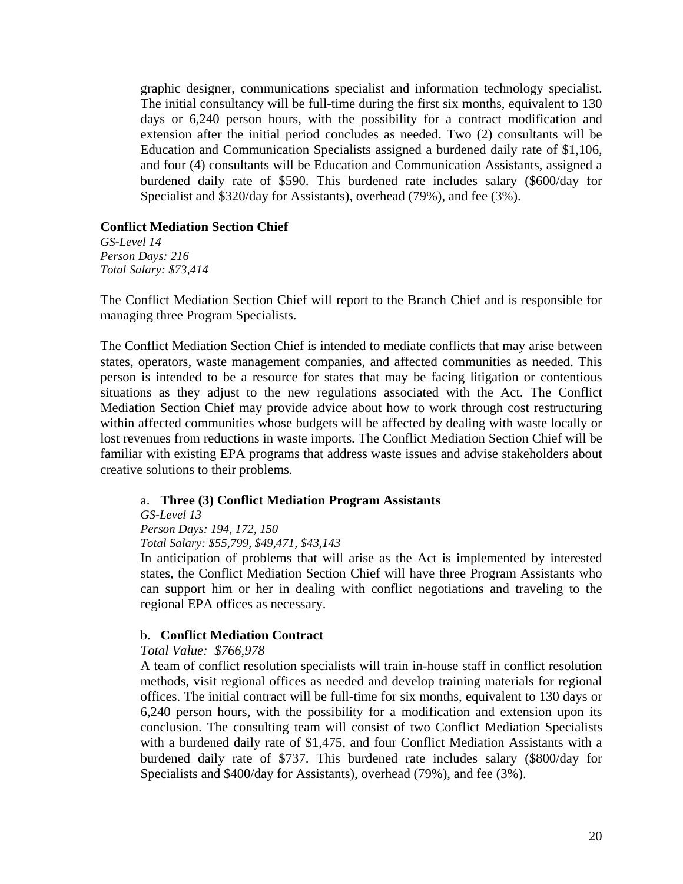graphic designer, communications specialist and information technology specialist. The initial consultancy will be full-time during the first six months, equivalent to 130 days or 6,240 person hours, with the possibility for a contract modification and extension after the initial period concludes as needed. Two (2) consultants will be Education and Communication Specialists assigned a burdened daily rate of $1,106, and four (4) consultants will be Education and Communication Assistants, assigned a burdened daily rate of $590. This burdened rate includes salary ($600/day for Specialist and $320/day for Assistants), overhead (79%), and fee (3%).

**Conflict Mediation Section Chief**

*GS-Level 14*
*Person Days: 216*
*Total Salary: $73,414*

The Conflict Mediation Section Chief will report to the Branch Chief and is responsible for managing three Program Specialists.

The Conflict Mediation Section Chief is intended to mediate conflicts that may arise between states, operators, waste management companies, and affected communities as needed. This person is intended to be a resource for states that may be facing litigation or contentious situations as they adjust to the new regulations associated with the Act. The Conflict Mediation Section Chief may provide advice about how to work through cost restructuring within affected communities whose budgets will be affected by dealing with waste locally or lost revenues from reductions in waste imports. The Conflict Mediation Section Chief will be familiar with existing EPA programs that address waste issues and advise stakeholders about creative solutions to their problems.

a. **Three (3) Conflict Mediation Program Assistants**

*GS-Level 13*
*Person Days: 194, 172, 150*
*Total Salary: $55,799, $49,471, $43,143*

In anticipation of problems that will arise as the Act is implemented by interested states, the Conflict Mediation Section Chief will have three Program Assistants who can support him or her in dealing with conflict negotiations and traveling to the regional EPA offices as necessary.

b. **Conflict Mediation Contract**

*Total Value: $766,978*

A team of conflict resolution specialists will train in-house staff in conflict resolution methods, visit regional offices as needed and develop training materials for regional offices. The initial contract will be full-time for six months, equivalent to 130 days or 6,240 person hours, with the possibility for a modification and extension upon its conclusion. The consulting team will consist of two Conflict Mediation Specialists with a burdened daily rate of $1,475, and four Conflict Mediation Assistants with a burdened daily rate of $737. This burdened rate includes salary ($800/day for Specialists and $400/day for Assistants), overhead (79%), and fee (3%).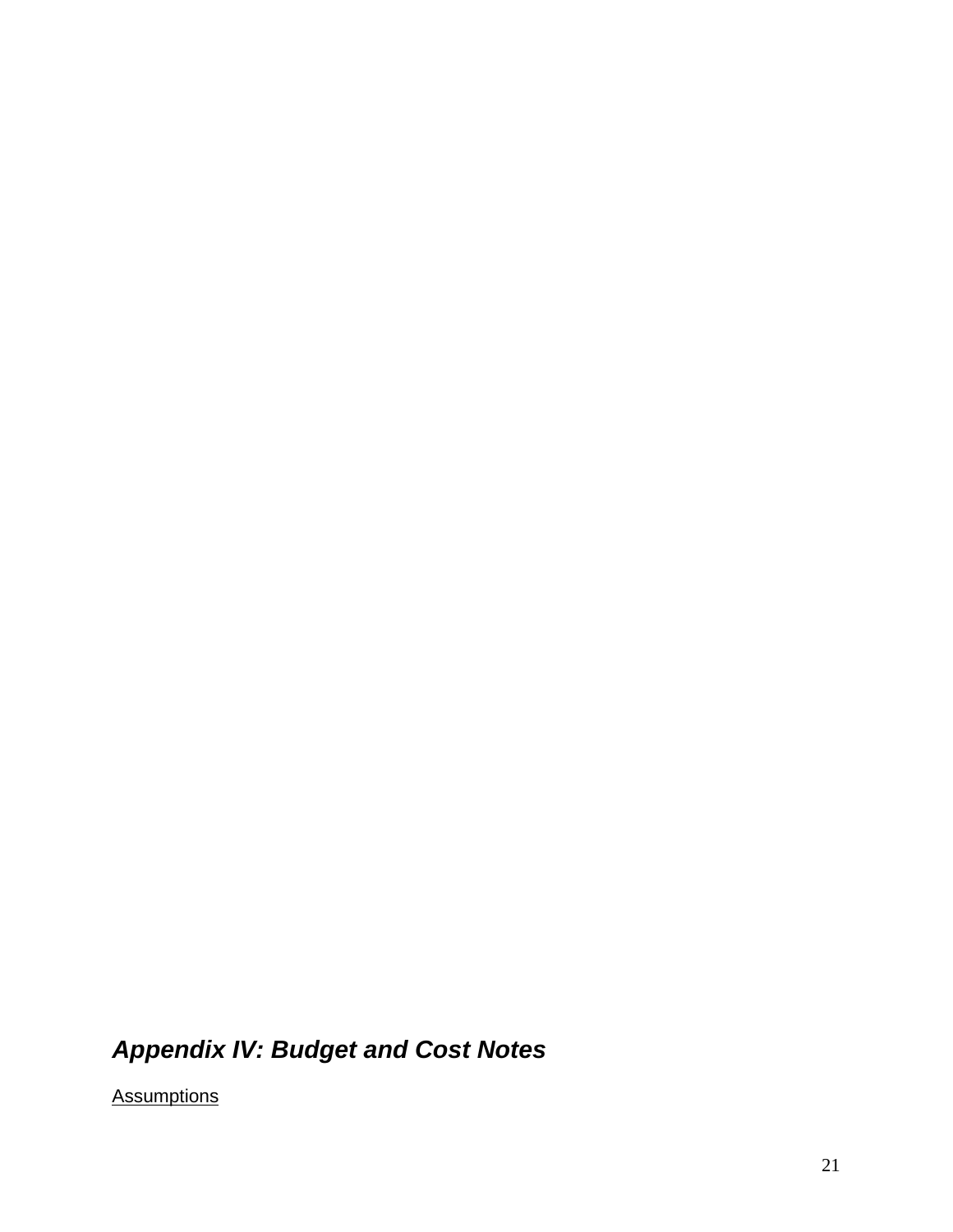## *Appendix IV: Budget and Cost Notes*

<u>Assumptions</u>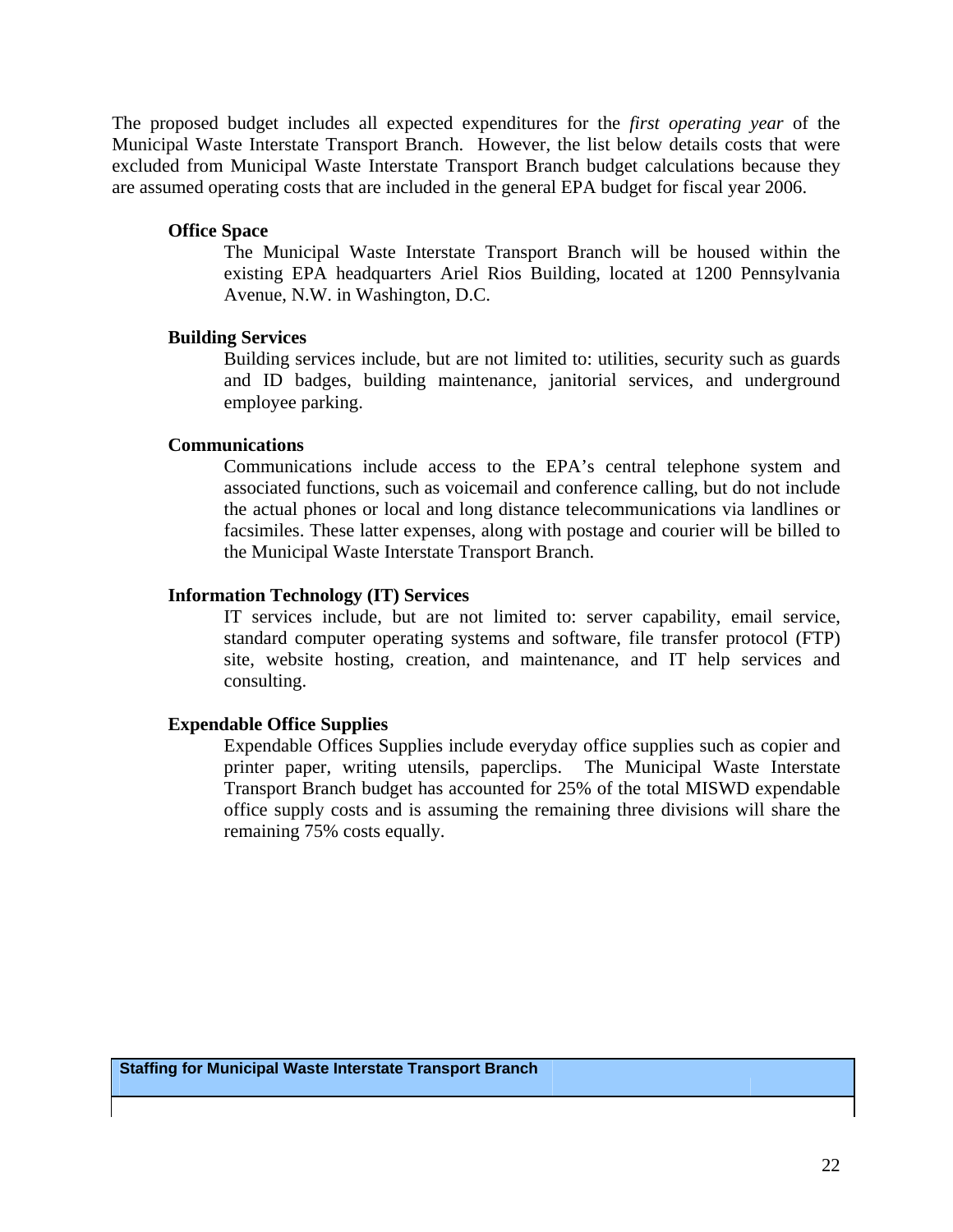The proposed budget includes all expected expenditures for the *first operating year* of the Municipal Waste Interstate Transport Branch. However, the list below details costs that were excluded from Municipal Waste Interstate Transport Branch budget calculations because they are assumed operating costs that are included in the general EPA budget for fiscal year 2006.

**Office Space**

The Municipal Waste Interstate Transport Branch will be housed within the existing EPA headquarters Ariel Rios Building, located at 1200 Pennsylvania Avenue, N.W. in Washington, D.C.

**Building Services**

Building services include, but are not limited to: utilities, security such as guards and ID badges, building maintenance, janitorial services, and underground employee parking.

**Communications**

Communications include access to the EPA's central telephone system and associated functions, such as voicemail and conference calling, but do not include the actual phones or local and long distance telecommunications via landlines or facsimiles. These latter expenses, along with postage and courier will be billed to the Municipal Waste Interstate Transport Branch.

**Information Technology (IT) Services**

IT services include, but are not limited to: server capability, email service, standard computer operating systems and software, file transfer protocol (FTP) site, website hosting, creation, and maintenance, and IT help services and consulting.

**Expendable Office Supplies**

Expendable Offices Supplies include everyday office supplies such as copier and printer paper, writing utensils, paperclips. The Municipal Waste Interstate Transport Branch budget has accounted for 25% of the total MISWD expendable office supply costs and is assuming the remaining three divisions will share the remaining 75% costs equally.

| Staffing for Municipal Waste Interstate Transport Branch | | |
|---|---|---|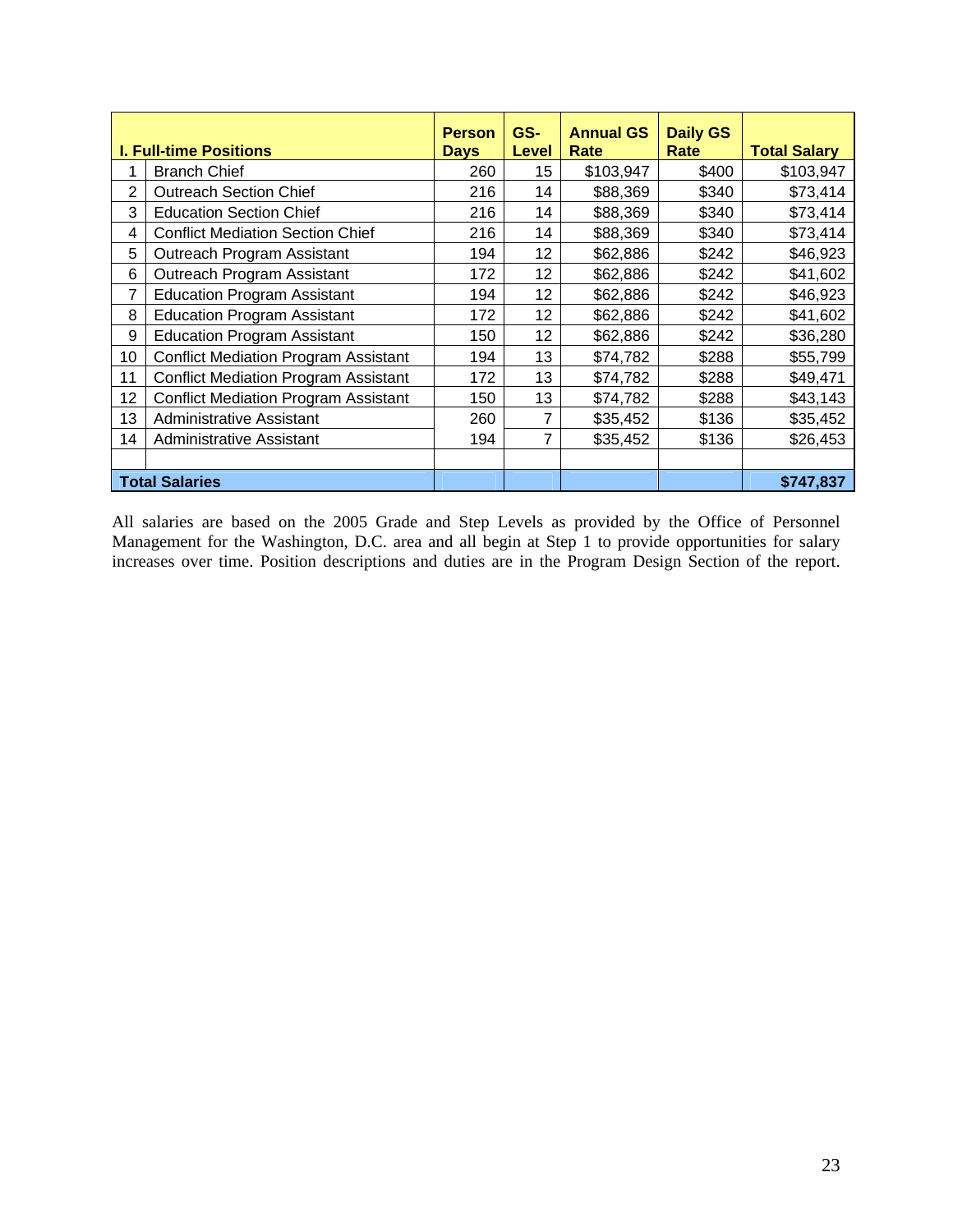| | I. Full-time Positions | Person Days | GS-Level | Annual GS Rate | Daily GS Rate | Total Salary |
|---|---|---|---|---|---|---|
| 1 | Branch Chief | 260 | 15 | $103,947 | $400 | $103,947 |
| 2 | Outreach Section Chief | 216 | 14 | $88,369 | $340 | $73,414 |
| 3 | Education Section Chief | 216 | 14 | $88,369 | $340 | $73,414 |
| 4 | Conflict Mediation Section Chief | 216 | 14 | $88,369 | $340 | $73,414 |
| 5 | Outreach Program Assistant | 194 | 12 | $62,886 | $242 | $46,923 |
| 6 | Outreach Program Assistant | 172 | 12 | $62,886 | $242 | $41,602 |
| 7 | Education Program Assistant | 194 | 12 | $62,886 | $242 | $46,923 |
| 8 | Education Program Assistant | 172 | 12 | $62,886 | $242 | $41,602 |
| 9 | Education Program Assistant | 150 | 12 | $62,886 | $242 | $36,280 |
| 10 | Conflict Mediation Program Assistant | 194 | 13 | $74,782 | $288 | $55,799 |
| 11 | Conflict Mediation Program Assistant | 172 | 13 | $74,782 | $288 | $49,471 |
| 12 | Conflict Mediation Program Assistant | 150 | 13 | $74,782 | $288 | $43,143 |
| 13 | Administrative Assistant | 260 | 7 | $35,452 | $136 | $35,452 |
| 14 | Administrative Assistant | 194 | 7 | $35,452 | $136 | $26,453 |
| | | | | | | |
| **Total Salaries** | | | | | | **$747,837** |

All salaries are based on the 2005 Grade and Step Levels as provided by the Office of Personnel Management for the Washington, D.C. area and all begin at Step 1 to provide opportunities for salary increases over time. Position descriptions and duties are in the Program Design Section of the report.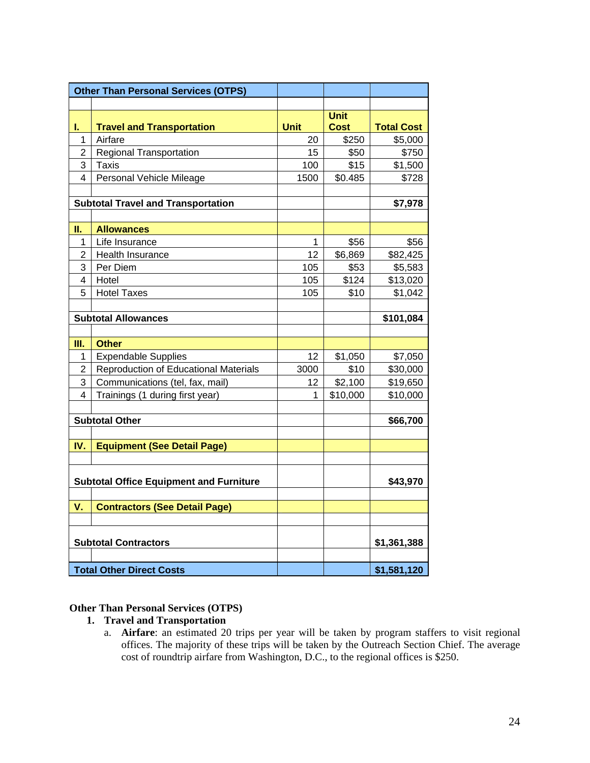| Other Than Personal Services (OTPS) | | | | |
|---|---|---|---|---|
| | | | | |
| **I.** | **Travel and Transportation** | **Unit** | **Unit Cost** | **Total Cost** |
| 1 | Airfare | 20 | $250 | $5,000 |
| 2 | Regional Transportation | 15 | $50 | $750 |
| 3 | Taxis | 100 | $15 | $1,500 |
| 4 | Personal Vehicle Mileage | 1500 | $0.485 | $728 |
| | | | | |
| **Subtotal Travel and Transportation** | | | | **$7,978** |
| | | | | |
| **II.** | **Allowances** | | | |
| 1 | Life Insurance | 1 | $56 | $56 |
| 2 | Health Insurance | 12 | $6,869 | $82,425 |
| 3 | Per Diem | 105 | $53 | $5,583 |
| 4 | Hotel | 105 | $124 | $13,020 |
| 5 | Hotel Taxes | 105 | $10 | $1,042 |
| | | | | |
| **Subtotal Allowances** | | | | **$101,084** |
| | | | | |
| **III.** | **Other** | | | |
| 1 | Expendable Supplies | 12 | $1,050 | $7,050 |
| 2 | Reproduction of Educational Materials | 3000 | $10 | $30,000 |
| 3 | Communications (tel, fax, mail) | 12 | $2,100 | $19,650 |
| 4 | Trainings (1 during first year) | 1 | $10,000 | $10,000 |
| | | | | |
| **Subtotal Other** | | | | **$66,700** |
| | | | | |
| **IV.** | **Equipment (See Detail Page)** | | | |
| | | | | |
| **Subtotal Office Equipment and Furniture** | | | | **$43,970** |
| | | | | |
| **V.** | **Contractors (See Detail Page)** | | | |
| | | | | |
| **Subtotal Contractors** | | | | **$1,361,388** |
| | | | | |
| **Total Other Direct Costs** | | | | **$1,581,120** |

**Other Than Personal Services (OTPS)**

1. **Travel and Transportation**
   a. **Airfare**: an estimated 20 trips per year will be taken by program staffers to visit regional offices. The majority of these trips will be taken by the Outreach Section Chief. The average cost of roundtrip airfare from Washington, D.C., to the regional offices is $250.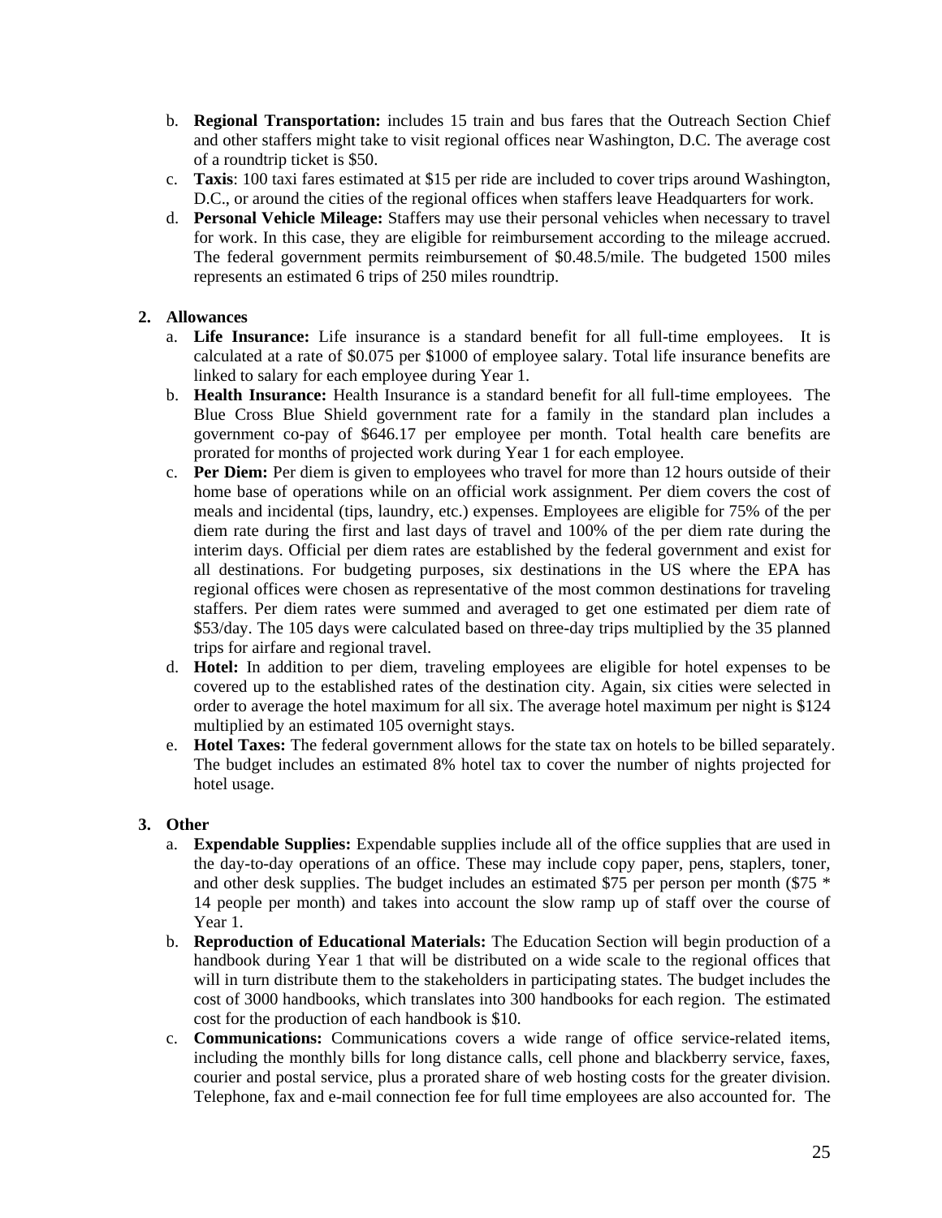b. **Regional Transportation:** includes 15 train and bus fares that the Outreach Section Chief and other staffers might take to visit regional offices near Washington, D.C. The average cost of a roundtrip ticket is $50.

c. **Taxis**: 100 taxi fares estimated at $15 per ride are included to cover trips around Washington, D.C., or around the cities of the regional offices when staffers leave Headquarters for work.

d. **Personal Vehicle Mileage:** Staffers may use their personal vehicles when necessary to travel for work. In this case, they are eligible for reimbursement according to the mileage accrued. The federal government permits reimbursement of $0.48.5/mile. The budgeted 1500 miles represents an estimated 6 trips of 250 miles roundtrip.

**2. Allowances**

a. **Life Insurance:** Life insurance is a standard benefit for all full-time employees. It is calculated at a rate of $0.075 per $1000 of employee salary. Total life insurance benefits are linked to salary for each employee during Year 1.

b. **Health Insurance:** Health Insurance is a standard benefit for all full-time employees. The Blue Cross Blue Shield government rate for a family in the standard plan includes a government co-pay of $646.17 per employee per month. Total health care benefits are prorated for months of projected work during Year 1 for each employee.

c. **Per Diem:** Per diem is given to employees who travel for more than 12 hours outside of their home base of operations while on an official work assignment. Per diem covers the cost of meals and incidental (tips, laundry, etc.) expenses. Employees are eligible for 75% of the per diem rate during the first and last days of travel and 100% of the per diem rate during the interim days. Official per diem rates are established by the federal government and exist for all destinations. For budgeting purposes, six destinations in the US where the EPA has regional offices were chosen as representative of the most common destinations for traveling staffers. Per diem rates were summed and averaged to get one estimated per diem rate of $53/day. The 105 days were calculated based on three-day trips multiplied by the 35 planned trips for airfare and regional travel.

d. **Hotel:** In addition to per diem, traveling employees are eligible for hotel expenses to be covered up to the established rates of the destination city. Again, six cities were selected in order to average the hotel maximum for all six. The average hotel maximum per night is $124 multiplied by an estimated 105 overnight stays.

e. **Hotel Taxes:** The federal government allows for the state tax on hotels to be billed separately. The budget includes an estimated 8% hotel tax to cover the number of nights projected for hotel usage.

**3. Other**

a. **Expendable Supplies:** Expendable supplies include all of the office supplies that are used in the day-to-day operations of an office. These may include copy paper, pens, staplers, toner, and other desk supplies. The budget includes an estimated $75 per person per month ($75 * 14 people per month) and takes into account the slow ramp up of staff over the course of Year 1.

b. **Reproduction of Educational Materials:** The Education Section will begin production of a handbook during Year 1 that will be distributed on a wide scale to the regional offices that will in turn distribute them to the stakeholders in participating states. The budget includes the cost of 3000 handbooks, which translates into 300 handbooks for each region. The estimated cost for the production of each handbook is $10.

c. **Communications:** Communications covers a wide range of office service-related items, including the monthly bills for long distance calls, cell phone and blackberry service, faxes, courier and postal service, plus a prorated share of web hosting costs for the greater division. Telephone, fax and e-mail connection fee for full time employees are also accounted for. The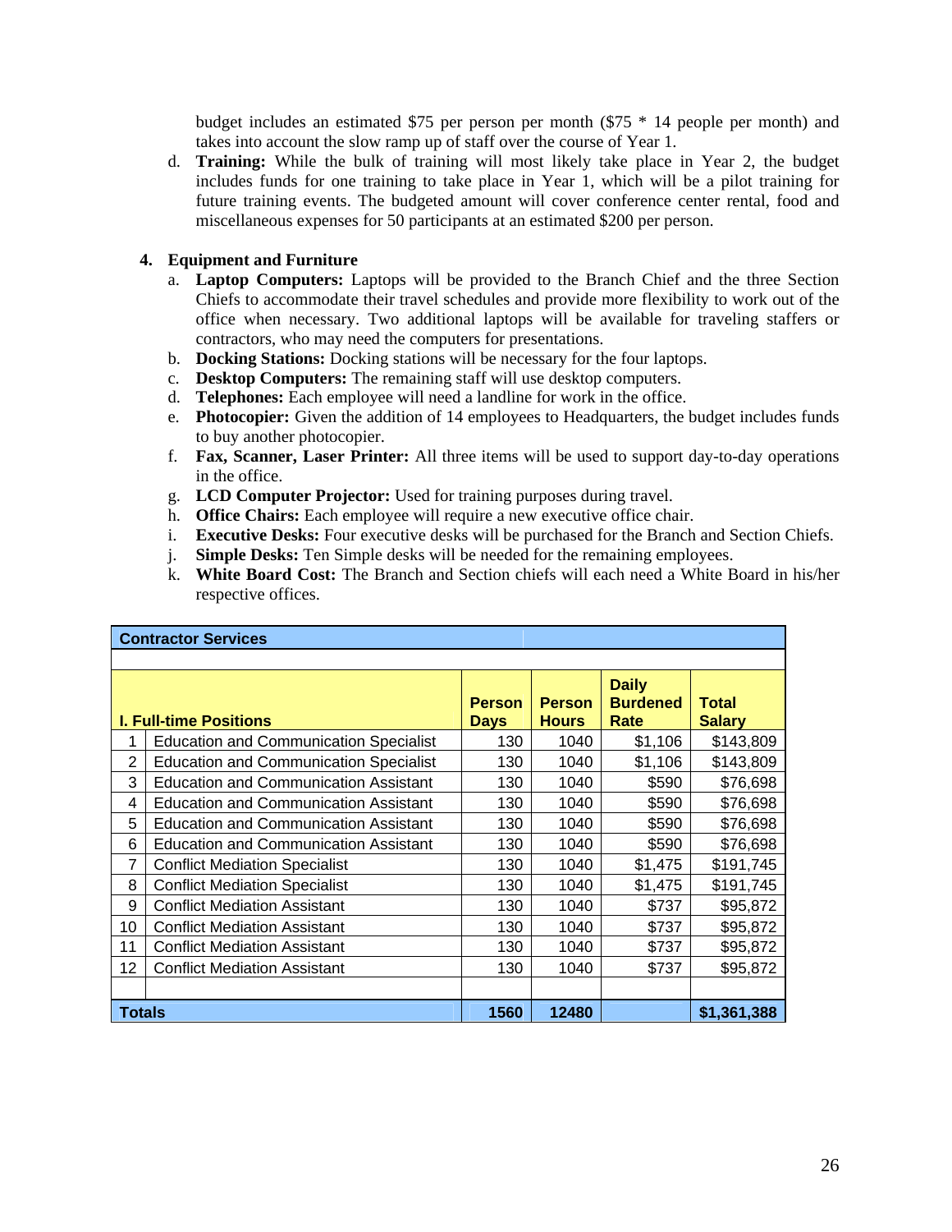budget includes an estimated $75 per person per month ($75 * 14 people per month) and takes into account the slow ramp up of staff over the course of Year 1.

d. **Training:** While the bulk of training will most likely take place in Year 2, the budget includes funds for one training to take place in Year 1, which will be a pilot training for future training events. The budgeted amount will cover conference center rental, food and miscellaneous expenses for 50 participants at an estimated $200 per person.

**4. Equipment and Furniture**

a. **Laptop Computers:** Laptops will be provided to the Branch Chief and the three Section Chiefs to accommodate their travel schedules and provide more flexibility to work out of the office when necessary. Two additional laptops will be available for traveling staffers or contractors, who may need the computers for presentations.
b. **Docking Stations:** Docking stations will be necessary for the four laptops.
c. **Desktop Computers:** The remaining staff will use desktop computers.
d. **Telephones:** Each employee will need a landline for work in the office.
e. **Photocopier:** Given the addition of 14 employees to Headquarters, the budget includes funds to buy another photocopier.
f. **Fax, Scanner, Laser Printer:** All three items will be used to support day-to-day operations in the office.
g. **LCD Computer Projector:** Used for training purposes during travel.
h. **Office Chairs:** Each employee will require a new executive office chair.
i. **Executive Desks:** Four executive desks will be purchased for the Branch and Section Chiefs.
j. **Simple Desks:** Ten Simple desks will be needed for the remaining employees.
k. **White Board Cost:** The Branch and Section chiefs will each need a White Board in his/her respective offices.

| **Contractor Services** | | | | | |
|---|---|---|---|---|---|
| | | | | | |
| **I. Full-time Positions** | | **Person Days** | **Person Hours** | **Daily Burdened Rate** | **Total Salary** |
| 1 | Education and Communication Specialist | 130 | 1040 | $1,106 | $143,809 |
| 2 | Education and Communication Specialist | 130 | 1040 | $1,106 | $143,809 |
| 3 | Education and Communication Assistant | 130 | 1040 | $590 | $76,698 |
| 4 | Education and Communication Assistant | 130 | 1040 | $590 | $76,698 |
| 5 | Education and Communication Assistant | 130 | 1040 | $590 | $76,698 |
| 6 | Education and Communication Assistant | 130 | 1040 | $590 | $76,698 |
| 7 | Conflict Mediation Specialist | 130 | 1040 | $1,475 | $191,745 |
| 8 | Conflict Mediation Specialist | 130 | 1040 | $1,475 | $191,745 |
| 9 | Conflict Mediation Assistant | 130 | 1040 | $737 | $95,872 |
| 10 | Conflict Mediation Assistant | 130 | 1040 | $737 | $95,872 |
| 11 | Conflict Mediation Assistant | 130 | 1040 | $737 | $95,872 |
| 12 | Conflict Mediation Assistant | 130 | 1040 | $737 | $95,872 |
| | | | | | |
| **Totals** | | **1560** | **12480** | | **$1,361,388** |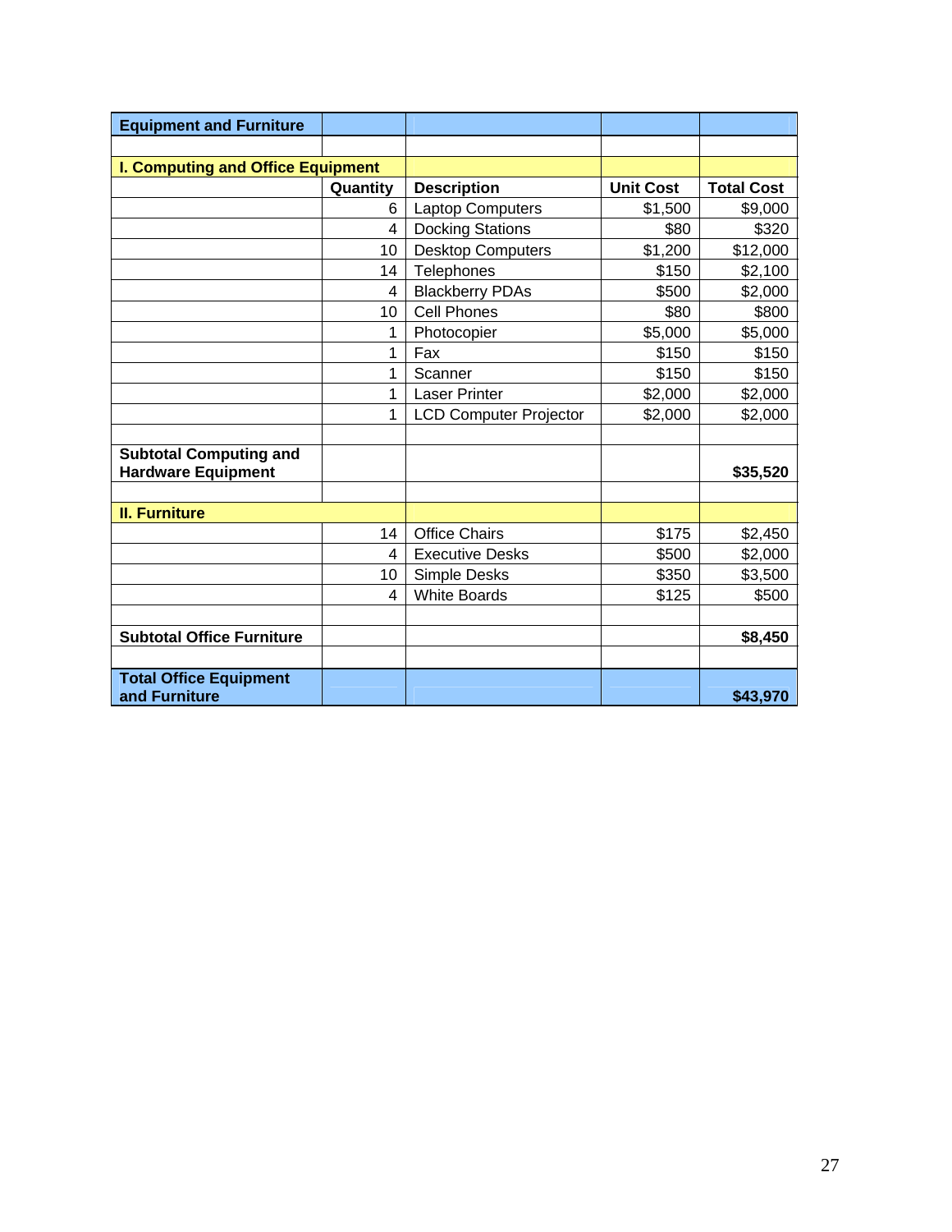| Equipment and Furniture | | | | |
|---|---|---|---|---|
| | | | | |
| **I. Computing and Office Equipment** | | | | |
| | **Quantity** | **Description** | **Unit Cost** | **Total Cost** |
| | 6 | Laptop Computers | $1,500 | $9,000 |
| | 4 | Docking Stations | $80 | $320 |
| | 10 | Desktop Computers | $1,200 | $12,000 |
| | 14 | Telephones | $150 | $2,100 |
| | 4 | Blackberry PDAs | $500 | $2,000 |
| | 10 | Cell Phones | $80 | $800 |
| | 1 | Photocopier | $5,000 | $5,000 |
| | 1 | Fax | $150 | $150 |
| | 1 | Scanner | $150 | $150 |
| | 1 | Laser Printer | $2,000 | $2,000 |
| | 1 | LCD Computer Projector | $2,000 | $2,000 |
| | | | | |
| **Subtotal Computing and Hardware Equipment** | | | | **$35,520** |
| | | | | |
| **II. Furniture** | | | | |
| | 14 | Office Chairs | $175 | $2,450 |
| | 4 | Executive Desks | $500 | $2,000 |
| | 10 | Simple Desks | $350 | $3,500 |
| | 4 | White Boards | $125 | $500 |
| | | | | |
| **Subtotal Office Furniture** | | | | **$8,450** |
| | | | | |
| **Total Office Equipment and Furniture** | | | | **$43,970** |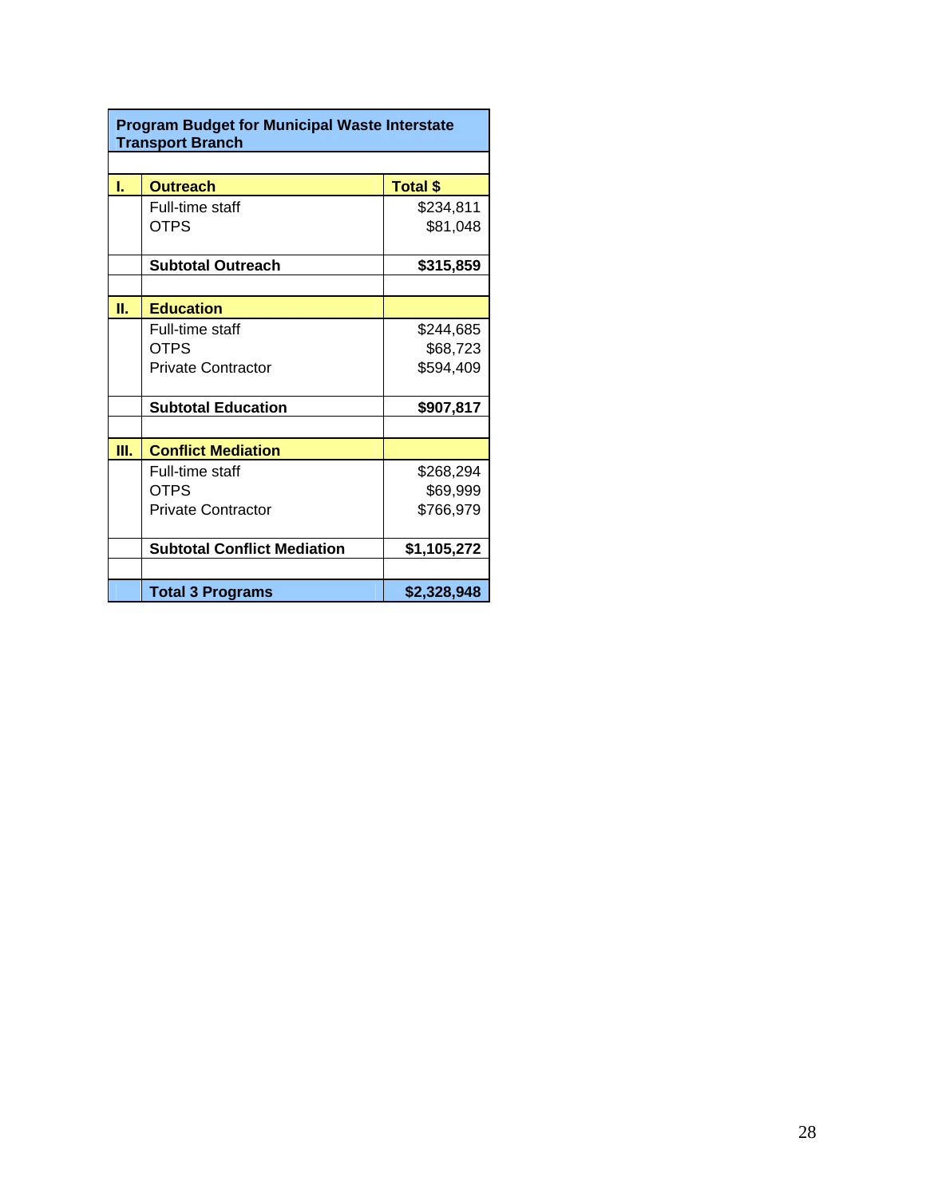| Program Budget for Municipal Waste Interstate Transport Branch | | |
|---|---|---|
| **I.** | **Outreach** | **Total $** |
| | Full-time staff | $234,811 |
| | OTPS | $81,048 |
| | **Subtotal Outreach** | **$315,859** |
| **II.** | **Education** | |
| | Full-time staff | $244,685 |
| | OTPS | $68,723 |
| | Private Contractor | $594,409 |
| | **Subtotal Education** | **$907,817** |
| **III.** | **Conflict Mediation** | |
| | Full-time staff | $268,294 |
| | OTPS | $69,999 |
| | Private Contractor | $766,979 |
| | **Subtotal Conflict Mediation** | **$1,105,272** |
| | **Total 3 Programs** | **$2,328,948** |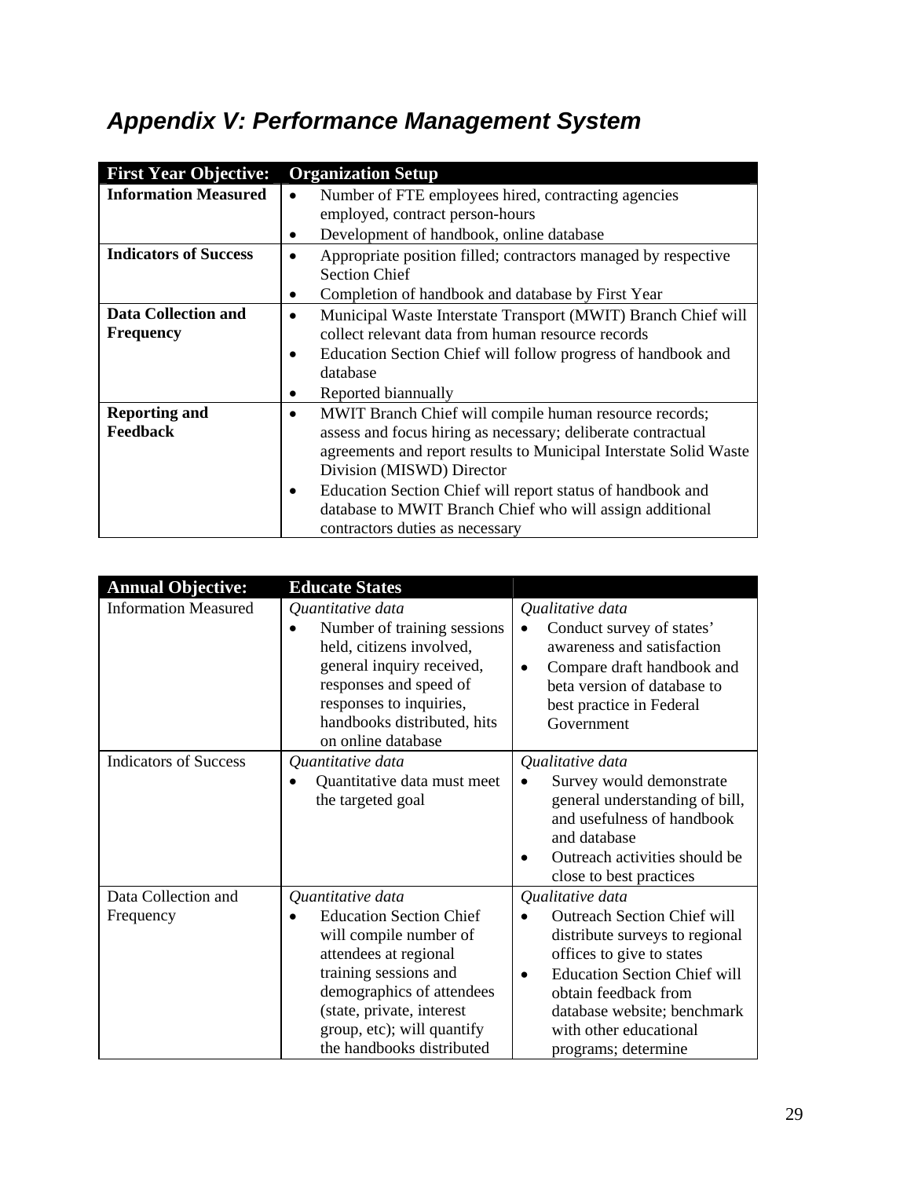## *Appendix V: Performance Management System*

| **First Year Objective:** | **Organization Setup** |
|---|---|
| **Information Measured** | • Number of FTE employees hired, contracting agencies employed, contract person-hours<br>• Development of handbook, online database |
| **Indicators of Success** | • Appropriate position filled; contractors managed by respective Section Chief<br>• Completion of handbook and database by First Year |
| **Data Collection and Frequency** | • Municipal Waste Interstate Transport (MWIT) Branch Chief will collect relevant data from human resource records<br>• Education Section Chief will follow progress of handbook and database<br>• Reported biannually |
| **Reporting and Feedback** | • MWIT Branch Chief will compile human resource records; assess and focus hiring as necessary; deliberate contractual agreements and report results to Municipal Interstate Solid Waste Division (MISWD) Director<br>• Education Section Chief will report status of handbook and database to MWIT Branch Chief who will assign additional contractors duties as necessary |

| **Annual Objective:** | **Educate States** | |
|---|---|---|
| Information Measured | *Quantitative data*<br>• Number of training sessions held, citizens involved, general inquiry received, responses and speed of responses to inquiries, handbooks distributed, hits on online database | *Qualitative data*<br>• Conduct survey of states' awareness and satisfaction<br>• Compare draft handbook and beta version of database to best practice in Federal Government |
| Indicators of Success | *Quantitative data*<br>• Quantitative data must meet the targeted goal | *Qualitative data*<br>• Survey would demonstrate general understanding of bill, and usefulness of handbook and database<br>• Outreach activities should be close to best practices |
| Data Collection and Frequency | *Quantitative data*<br>• Education Section Chief will compile number of attendees at regional training sessions and demographics of attendees (state, private, interest group, etc); will quantify the handbooks distributed | *Qualitative data*<br>• Outreach Section Chief will distribute surveys to regional offices to give to states<br>• Education Section Chief will obtain feedback from database website; benchmark with other educational programs; determine |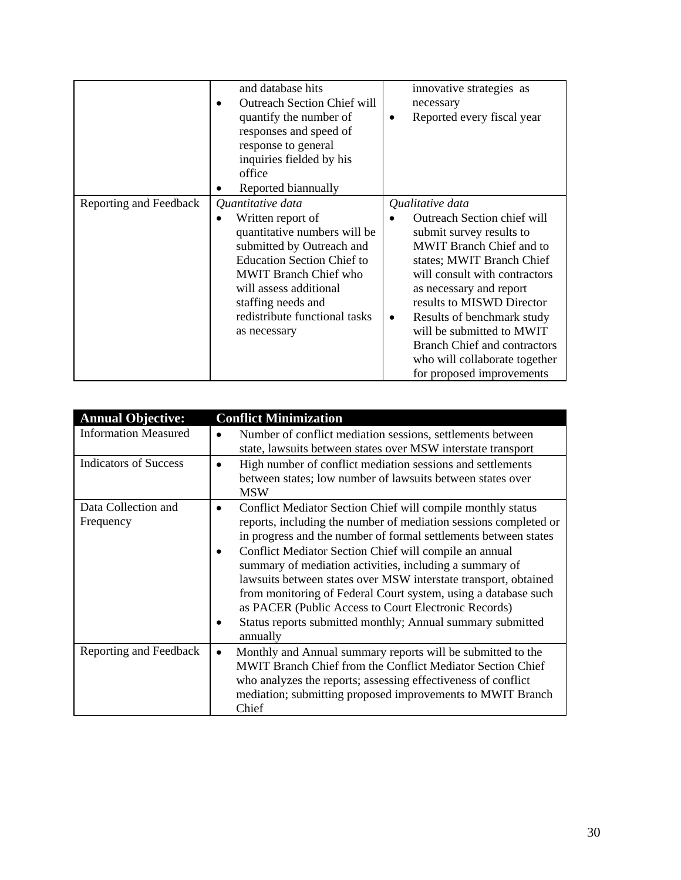| | | |
|---|---|---|
| | and database hits<br>• Outreach Section Chief will quantify the number of responses and speed of response to general inquiries fielded by his office<br>• Reported biannually | innovative strategies as necessary<br>• Reported every fiscal year |
| Reporting and Feedback | *Quantitative data*<br>• Written report of quantitative numbers will be submitted by Outreach and Education Section Chief to MWIT Branch Chief who will assess additional staffing needs and redistribute functional tasks as necessary | *Qualitative data*<br>• Outreach Section chief will submit survey results to MWIT Branch Chief and to states; MWIT Branch Chief will consult with contractors as necessary and report results to MISWD Director<br>• Results of benchmark study will be submitted to MWIT Branch Chief and contractors who will collaborate together for proposed improvements |

| **Annual Objective:** | **Conflict Minimization** |
|---|---|
| Information Measured | • Number of conflict mediation sessions, settlements between state, lawsuits between states over MSW interstate transport |
| Indicators of Success | • High number of conflict mediation sessions and settlements between states; low number of lawsuits between states over MSW |
| Data Collection and Frequency | • Conflict Mediator Section Chief will compile monthly status reports, including the number of mediation sessions completed or in progress and the number of formal settlements between states<br>• Conflict Mediator Section Chief will compile an annual summary of mediation activities, including a summary of lawsuits between states over MSW interstate transport, obtained from monitoring of Federal Court system, using a database such as PACER (Public Access to Court Electronic Records)<br>• Status reports submitted monthly; Annual summary submitted annually |
| Reporting and Feedback | • Monthly and Annual summary reports will be submitted to the MWIT Branch Chief from the Conflict Mediator Section Chief who analyzes the reports; assessing effectiveness of conflict mediation; submitting proposed improvements to MWIT Branch Chief |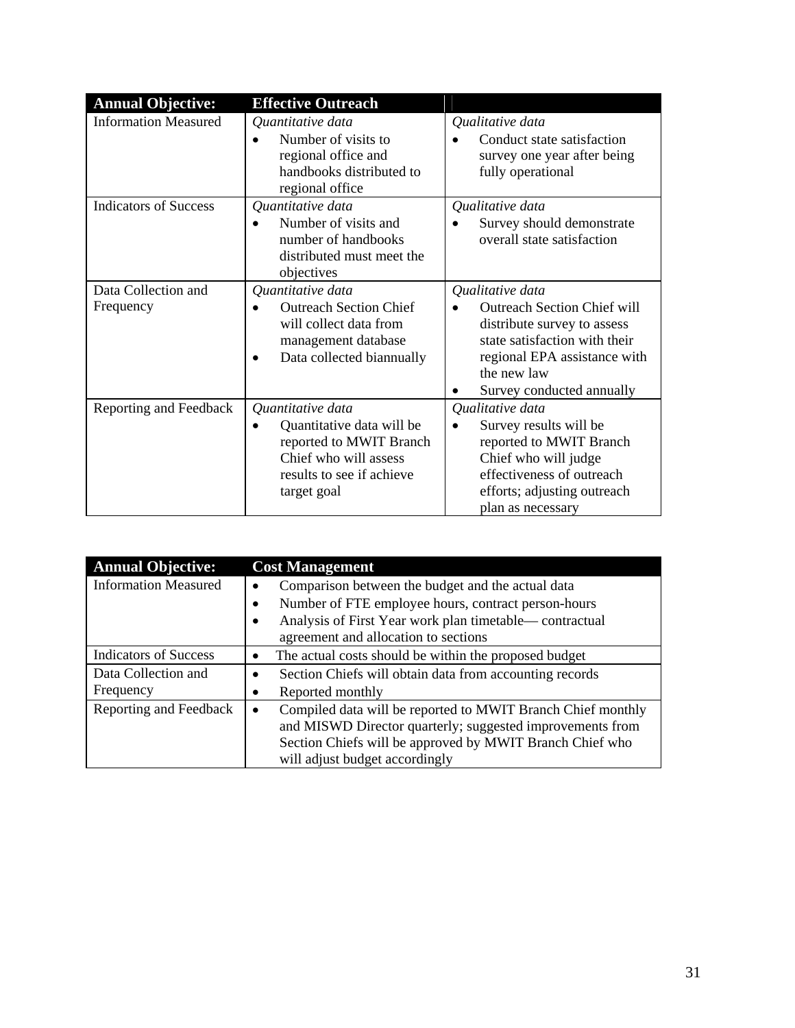| Annual Objective: | Effective Outreach | |
|---|---|---|
| Information Measured | *Quantitative data*<br>• Number of visits to regional office and handbooks distributed to regional office | *Qualitative data*<br>• Conduct state satisfaction survey one year after being fully operational |
| Indicators of Success | *Quantitative data*<br>• Number of visits and number of handbooks distributed must meet the objectives | *Qualitative data*<br>• Survey should demonstrate overall state satisfaction |
| Data Collection and Frequency | *Quantitative data*<br>• Outreach Section Chief will collect data from management database<br>• Data collected biannually | *Qualitative data*<br>• Outreach Section Chief will distribute survey to assess state satisfaction with their regional EPA assistance with the new law<br>• Survey conducted annually |
| Reporting and Feedback | *Quantitative data*<br>• Quantitative data will be reported to MWIT Branch Chief who will assess results to see if achieve target goal | *Qualitative data*<br>• Survey results will be reported to MWIT Branch Chief who will judge effectiveness of outreach efforts; adjusting outreach plan as necessary |

| Annual Objective: | Cost Management |
|---|---|
| Information Measured | • Comparison between the budget and the actual data<br>• Number of FTE employee hours, contract person-hours<br>• Analysis of First Year work plan timetable— contractual agreement and allocation to sections |
| Indicators of Success | • The actual costs should be within the proposed budget |
| Data Collection and Frequency | • Section Chiefs will obtain data from accounting records<br>• Reported monthly |
| Reporting and Feedback | • Compiled data will be reported to MWIT Branch Chief monthly and MISWD Director quarterly; suggested improvements from Section Chiefs will be approved by MWIT Branch Chief who will adjust budget accordingly |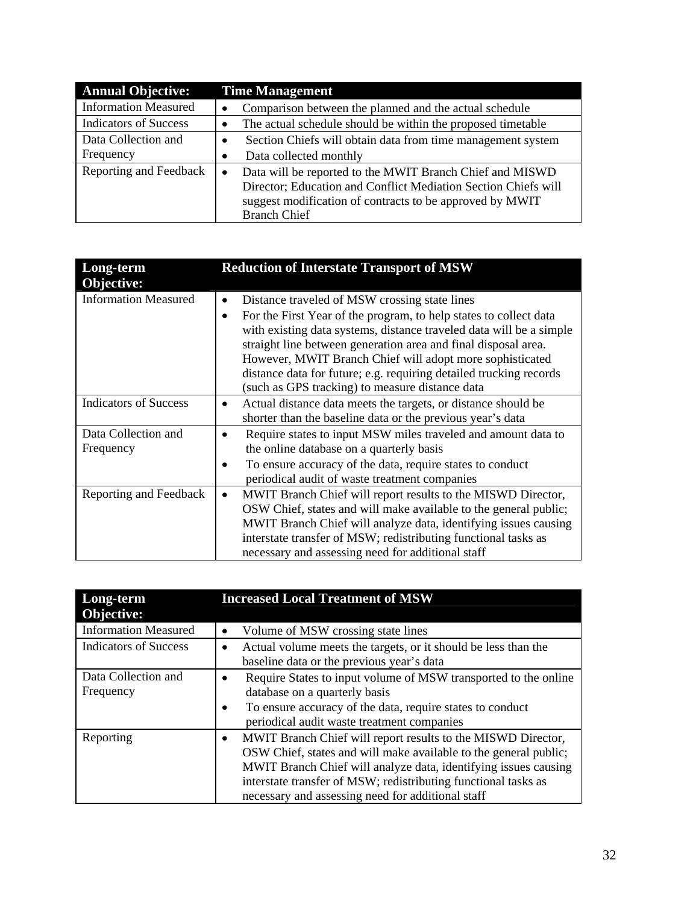| Annual Objective: | Time Management |
|---|---|
| Information Measured | • Comparison between the planned and the actual schedule |
| Indicators of Success | • The actual schedule should be within the proposed timetable |
| Data Collection and Frequency | • Section Chiefs will obtain data from time management system<br>• Data collected monthly |
| Reporting and Feedback | • Data will be reported to the MWIT Branch Chief and MISWD Director; Education and Conflict Mediation Section Chiefs will suggest modification of contracts to be approved by MWIT Branch Chief |

| Long-term Objective: | Reduction of Interstate Transport of MSW |
|---|---|
| Information Measured | • Distance traveled of MSW crossing state lines<br>• For the First Year of the program, to help states to collect data with existing data systems, distance traveled data will be a simple straight line between generation area and final disposal area. However, MWIT Branch Chief will adopt more sophisticated distance data for future; e.g. requiring detailed trucking records (such as GPS tracking) to measure distance data |
| Indicators of Success | • Actual distance data meets the targets, or distance should be shorter than the baseline data or the previous year's data |
| Data Collection and Frequency | • Require states to input MSW miles traveled and amount data to the online database on a quarterly basis<br>• To ensure accuracy of the data, require states to conduct periodical audit of waste treatment companies |
| Reporting and Feedback | • MWIT Branch Chief will report results to the MISWD Director, OSW Chief, states and will make available to the general public; MWIT Branch Chief will analyze data, identifying issues causing interstate transfer of MSW; redistributing functional tasks as necessary and assessing need for additional staff |

| Long-term Objective: | Increased Local Treatment of MSW |
|---|---|
| Information Measured | • Volume of MSW crossing state lines |
| Indicators of Success | • Actual volume meets the targets, or it should be less than the baseline data or the previous year's data |
| Data Collection and Frequency | • Require States to input volume of MSW transported to the online database on a quarterly basis<br>• To ensure accuracy of the data, require states to conduct periodical audit waste treatment companies |
| Reporting | • MWIT Branch Chief will report results to the MISWD Director, OSW Chief, states and will make available to the general public; MWIT Branch Chief will analyze data, identifying issues causing interstate transfer of MSW; redistributing functional tasks as necessary and assessing need for additional staff |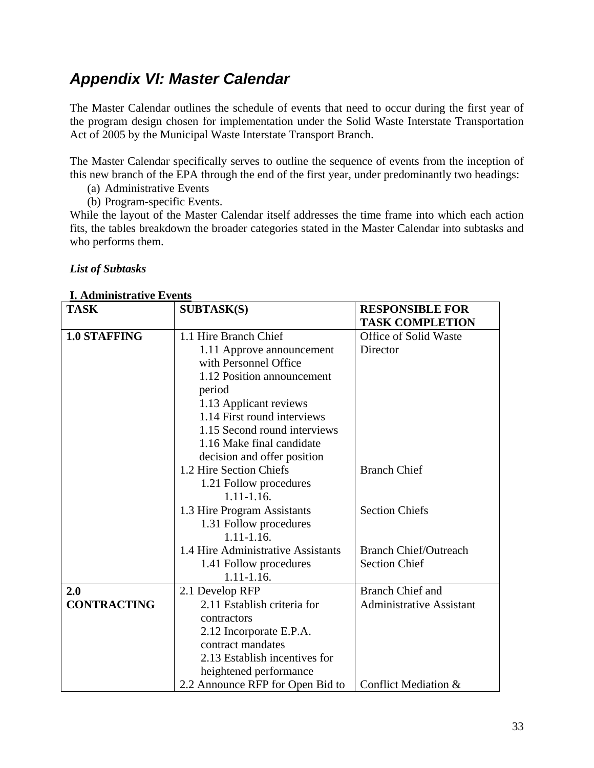## *Appendix VI: Master Calendar*

The Master Calendar outlines the schedule of events that need to occur during the first year of the program design chosen for implementation under the Solid Waste Interstate Transportation Act of 2005 by the Municipal Waste Interstate Transport Branch.

The Master Calendar specifically serves to outline the sequence of events from the inception of this new branch of the EPA through the end of the first year, under predominantly two headings:

(a) Administrative Events
(b) Program-specific Events.

While the layout of the Master Calendar itself addresses the time frame into which each action fits, the tables breakdown the broader categories stated in the Master Calendar into subtasks and who performs them.

***List of Subtasks***

**I. Administrative Events**

| TASK | SUBTASK(S) | RESPONSIBLE FOR TASK COMPLETION |
|---|---|---|
| **1.0 STAFFING** | 1.1 Hire Branch Chief<br>1.11 Approve announcement with Personnel Office<br>1.12 Position announcement period<br>1.13 Applicant reviews<br>1.14 First round interviews<br>1.15 Second round interviews<br>1.16 Make final candidate decision and offer position | Office of Solid Waste Director |
| | 1.2 Hire Section Chiefs<br>1.21 Follow procedures 1.11-1.16. | Branch Chief |
| | 1.3 Hire Program Assistants<br>1.31 Follow procedures 1.11-1.16. | Section Chiefs |
| | 1.4 Hire Administrative Assistants<br>1.41 Follow procedures 1.11-1.16. | Branch Chief/Outreach Section Chief |
| **2.0 CONTRACTING** | 2.1 Develop RFP<br>2.11 Establish criteria for contractors<br>2.12 Incorporate E.P.A. contract mandates<br>2.13 Establish incentives for heightened performance | Branch Chief and Administrative Assistant |
| | 2.2 Announce RFP for Open Bid to | Conflict Mediation & |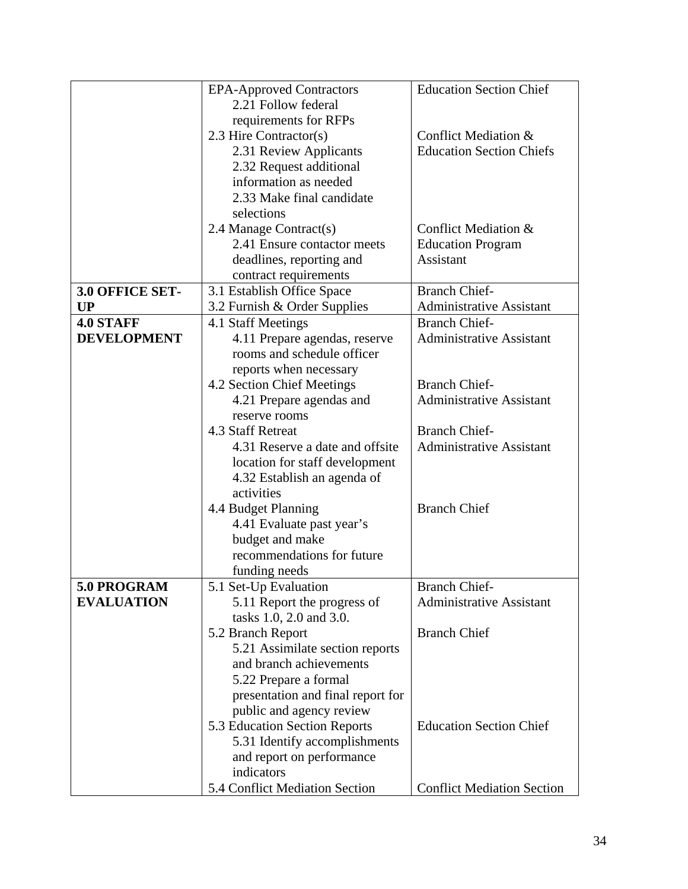| | | |
|---|---|---|
| | EPA-Approved Contractors<br>2.21 Follow federal requirements for RFPs<br>2.3 Hire Contractor(s)<br>2.31 Review Applicants<br>2.32 Request additional information as needed<br>2.33 Make final candidate selections<br>2.4 Manage Contract(s)<br>2.41 Ensure contactor meets deadlines, reporting and contract requirements | Education Section Chief<br><br><br>Conflict Mediation & Education Section Chiefs<br><br><br><br><br>Conflict Mediation & Education Program Assistant |
| **3.0 OFFICE SET-UP** | 3.1 Establish Office Space<br>3.2 Furnish & Order Supplies | Branch Chief-Administrative Assistant |
| **4.0 STAFF DEVELOPMENT** | 4.1 Staff Meetings<br>4.11 Prepare agendas, reserve rooms and schedule officer reports when necessary<br>4.2 Section Chief Meetings<br>4.21 Prepare agendas and reserve rooms<br>4.3 Staff Retreat<br>4.31 Reserve a date and offsite location for staff development<br>4.32 Establish an agenda of activities<br>4.4 Budget Planning<br>4.41 Evaluate past year's budget and make recommendations for future funding needs | Branch Chief-Administrative Assistant<br><br><br>Branch Chief-Administrative Assistant<br><br>Branch Chief-Administrative Assistant<br><br><br><br>Branch Chief |
| **5.0 PROGRAM EVALUATION** | 5.1 Set-Up Evaluation<br>5.11 Report the progress of tasks 1.0, 2.0 and 3.0.<br>5.2 Branch Report<br>5.21 Assimilate section reports and branch achievements<br>5.22 Prepare a formal presentation and final report for public and agency review<br>5.3 Education Section Reports<br>5.31 Identify accomplishments and report on performance indicators<br>5.4 Conflict Mediation Section | Branch Chief-Administrative Assistant<br><br>Branch Chief<br><br><br><br>Education Section Chief<br><br><br>Conflict Mediation Section |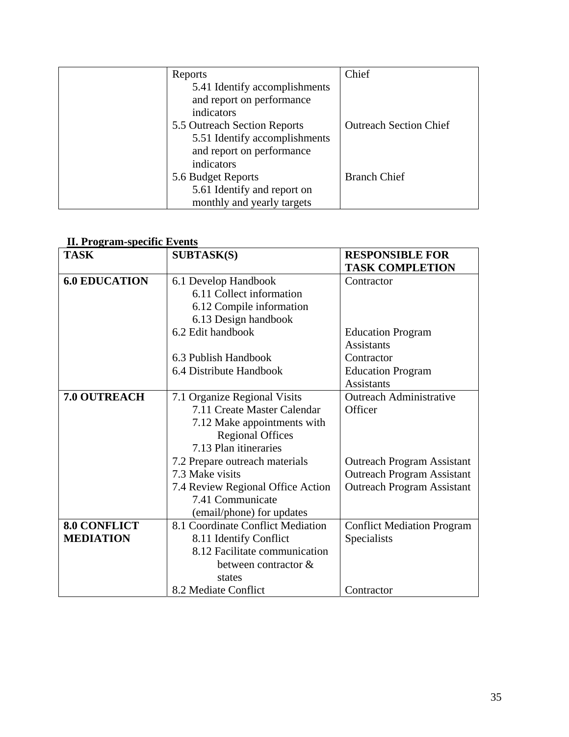| | | |
|---|---|---|
| | Reports<br>5.41 Identify accomplishments and report on performance indicators | Chief |
| | 5.5 Outreach Section Reports<br>5.51 Identify accomplishments and report on performance indicators | Outreach Section Chief |
| | 5.6 Budget Reports<br>5.61 Identify and report on monthly and yearly targets | Branch Chief |

**II. Program-specific Events**

| TASK | SUBTASK(S) | RESPONSIBLE FOR TASK COMPLETION |
|---|---|---|
| **6.0 EDUCATION** | 6.1 Develop Handbook<br>6.11 Collect information<br>6.12 Compile information<br>6.13 Design handbook | Contractor |
| | 6.2 Edit handbook | Education Program Assistants |
| | 6.3 Publish Handbook | Contractor |
| | 6.4 Distribute Handbook | Education Program Assistants |
| **7.0 OUTREACH** | 7.1 Organize Regional Visits<br>7.11 Create Master Calendar<br>7.12 Make appointments with Regional Offices<br>7.13 Plan itineraries | Outreach Administrative Officer |
| | 7.2 Prepare outreach materials | Outreach Program Assistant |
| | 7.3 Make visits | Outreach Program Assistant |
| | 7.4 Review Regional Office Action<br>7.41 Communicate (email/phone) for updates | Outreach Program Assistant |
| **8.0 CONFLICT MEDIATION** | 8.1 Coordinate Conflict Mediation<br>8.11 Identify Conflict<br>8.12 Facilitate communication between contractor & states | Conflict Mediation Program Specialists |
| | 8.2 Mediate Conflict | Contractor |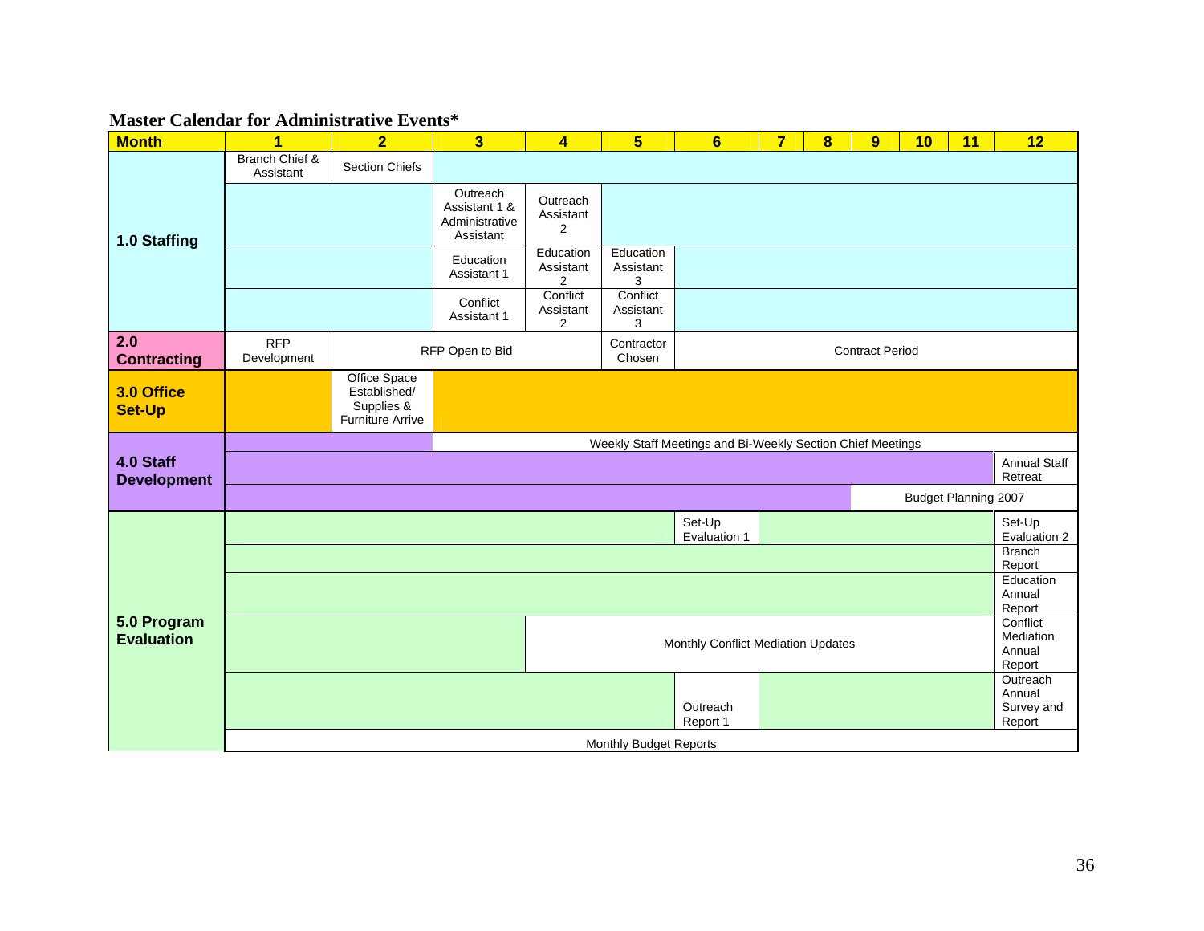**Master Calendar for Administrative Events***

| Month | 1 | 2 | 3 | 4 | 5 | 6 | 7 | 8 | 9 | 10 | 11 | 12 |
|---|---|---|---|---|---|---|---|---|---|---|---|---|
| 1.0 Staffing | Branch Chief & Assistant | Section Chiefs | | | | | | | | | | |
| | | | Outreach Assistant 1 & Administrative Assistant | Outreach Assistant 2 | | | | | | | | |
| | | | Education Assistant 1 | Education Assistant 2 | Education Assistant 3 | | | | | | | |
| | | | Conflict Assistant 1 | Conflict Assistant 2 | Conflict Assistant 3 | | | | | | | |
| 2.0 Contracting | RFP Development | RFP Open to Bid | | | Contractor Chosen | Contract Period | | | | | | |
| 3.0 Office Set-Up | | Office Space Established/ Supplies & Furniture Arrive | | | | | | | | | | |
| 4.0 Staff Development | | | Weekly Staff Meetings and Bi-Weekly Section Chief Meetings | | | | | | | | | |
| | | | | | | | | | | | | Annual Staff Retreat |
| | | | | | | | | | Budget Planning 2007 | | | |
| 5.0 Program Evaluation | | | | | | Set-Up Evaluation 1 | | | | | | Set-Up Evaluation 2 |
| | | | | | | | | | | | | Branch Report |
| | | | | | | | | | | | | Education Annual Report |
| | | | | Monthly Conflict Mediation Updates | | | | | | | | Conflict Mediation Annual Report |
| | | | | | | Outreach Report 1 | | | | | | Outreach Annual Survey and Report |
| | Monthly Budget Reports | | | | | | | | | | | |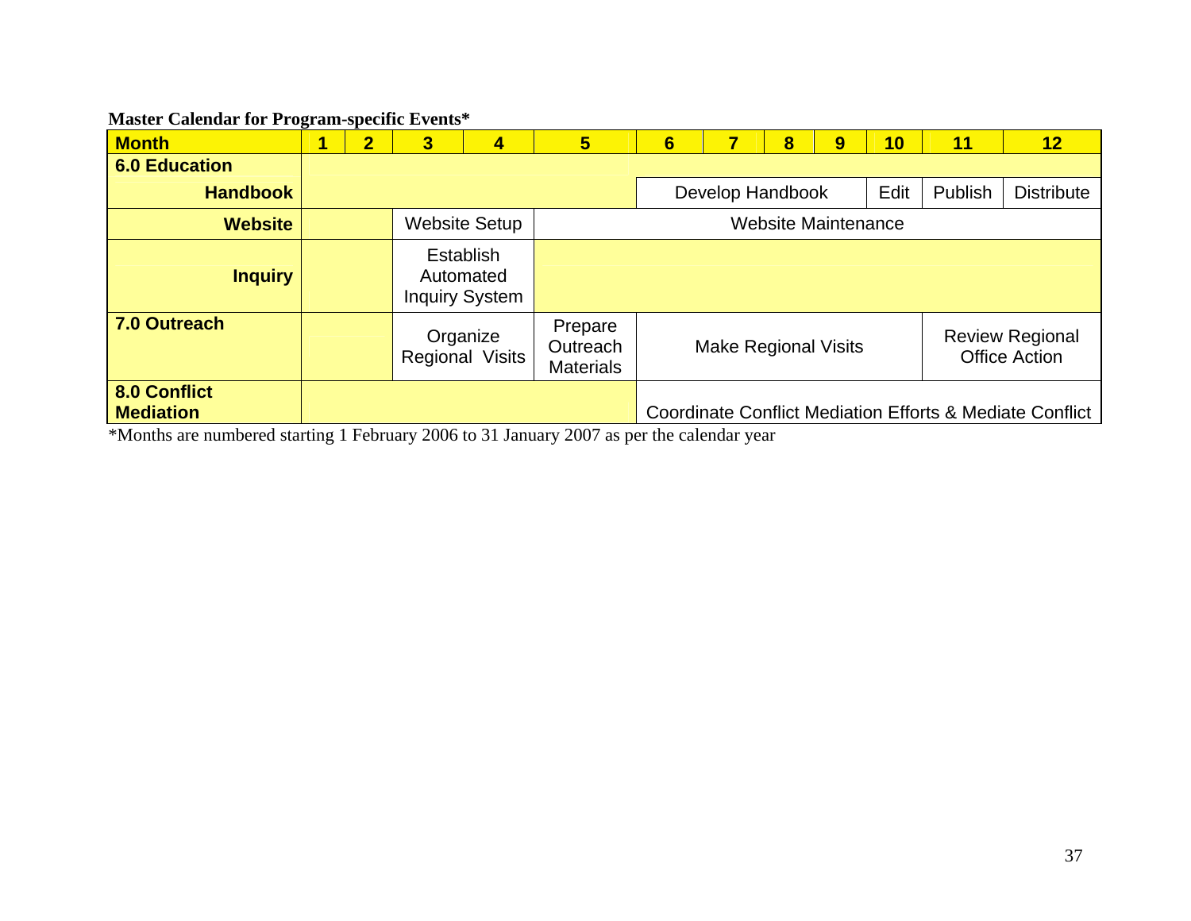**Master Calendar for Program-specific Events***

| Month | 1 | 2 | 3 | 4 | 5 | 6 | 7 | 8 | 9 | 10 | 11 | 12 |
|---|---|---|---|---|---|---|---|---|---|---|---|---|
| **6.0 Education** | | | | | | | | | | | | |
| **Handbook** | | | | | | Develop Handbook | | | | Edit | Publish | Distribute |
| **Website** | | | Website Setup | | Website Maintenance | | | | | | | |
| **Inquiry** | | | Establish Automated Inquiry System | | | | | | | | | |
| **7.0 Outreach** | | | Organize Regional Visits | | Prepare Outreach Materials | Make Regional Visits | | | | | Review Regional Office Action | |
| **8.0 Conflict Mediation** | | | | | | Coordinate Conflict Mediation Efforts & Mediate Conflict | | | | | | |

*Months are numbered starting 1 February 2006 to 31 January 2007 as per the calendar year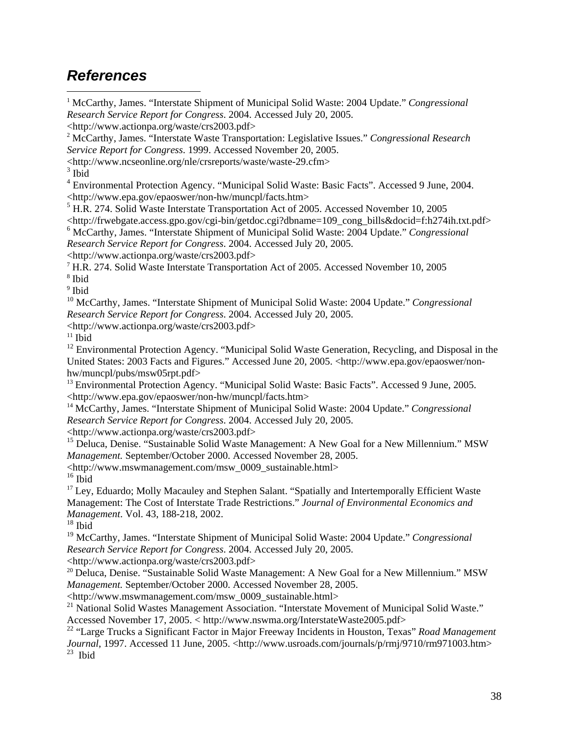## *References*

[1] McCarthy, James. "Interstate Shipment of Municipal Solid Waste: 2004 Update." *Congressional Research Service Report for Congress*. 2004. Accessed July 20, 2005. <http://www.actionpa.org/waste/crs2003.pdf>

[2] McCarthy, James. "Interstate Waste Transportation: Legislative Issues." *Congressional Research Service Report for Congress*. 1999. Accessed November 20, 2005. <http://www.ncseonline.org/nle/crsreports/waste/waste-29.cfm>

[3] Ibid

[4] Environmental Protection Agency. "Municipal Solid Waste: Basic Facts". Accessed 9 June, 2004. <http://www.epa.gov/epaoswer/non-hw/muncpl/facts.htm>

[5] H.R. 274. Solid Waste Interstate Transportation Act of 2005. Accessed November 10, 2005 <http://frwebgate.access.gpo.gov/cgi-bin/getdoc.cgi?dbname=109_cong_bills&docid=f:h274ih.txt.pdf>

[6] McCarthy, James. "Interstate Shipment of Municipal Solid Waste: 2004 Update." *Congressional Research Service Report for Congress*. 2004. Accessed July 20, 2005. <http://www.actionpa.org/waste/crs2003.pdf>

[7] H.R. 274. Solid Waste Interstate Transportation Act of 2005. Accessed November 10, 2005

[8] Ibid

[9] Ibid

[10] McCarthy, James. "Interstate Shipment of Municipal Solid Waste: 2004 Update." *Congressional Research Service Report for Congress*. 2004. Accessed July 20, 2005. <http://www.actionpa.org/waste/crs2003.pdf>

[11] Ibid

[12] Environmental Protection Agency. "Municipal Solid Waste Generation, Recycling, and Disposal in the United States: 2003 Facts and Figures." Accessed June 20, 2005. <http://www.epa.gov/epaoswer/non-hw/muncpl/pubs/msw05rpt.pdf>

[13] Environmental Protection Agency. "Municipal Solid Waste: Basic Facts". Accessed 9 June, 2005. <http://www.epa.gov/epaoswer/non-hw/muncpl/facts.htm>

[14] McCarthy, James. "Interstate Shipment of Municipal Solid Waste: 2004 Update." *Congressional Research Service Report for Congress*. 2004. Accessed July 20, 2005. <http://www.actionpa.org/waste/crs2003.pdf>

[15] Deluca, Denise. "Sustainable Solid Waste Management: A New Goal for a New Millennium." MSW *Management.* September/October 2000. Accessed November 28, 2005. <http://www.mswmanagement.com/msw_0009_sustainable.html>

[16] Ibid

[17] Ley, Eduardo; Molly Macauley and Stephen Salant. "Spatially and Intertemporally Efficient Waste Management: The Cost of Interstate Trade Restrictions." *Journal of Environmental Economics and Management*. Vol. 43, 188-218, 2002.

[18] Ibid

[19] McCarthy, James. "Interstate Shipment of Municipal Solid Waste: 2004 Update." *Congressional Research Service Report for Congress*. 2004. Accessed July 20, 2005. <http://www.actionpa.org/waste/crs2003.pdf>

[20] Deluca, Denise. "Sustainable Solid Waste Management: A New Goal for a New Millennium." MSW *Management.* September/October 2000. Accessed November 28, 2005. <http://www.mswmanagement.com/msw_0009_sustainable.html>

[21] National Solid Wastes Management Association. "Interstate Movement of Municipal Solid Waste." Accessed November 17, 2005. < http://www.nswma.org/InterstateWaste2005.pdf>

[22] "Large Trucks a Significant Factor in Major Freeway Incidents in Houston, Texas" *Road Management Journal*, 1997. Accessed 11 June, 2005. <http://www.usroads.com/journals/p/rmj/9710/rm971003.htm>

[23] Ibid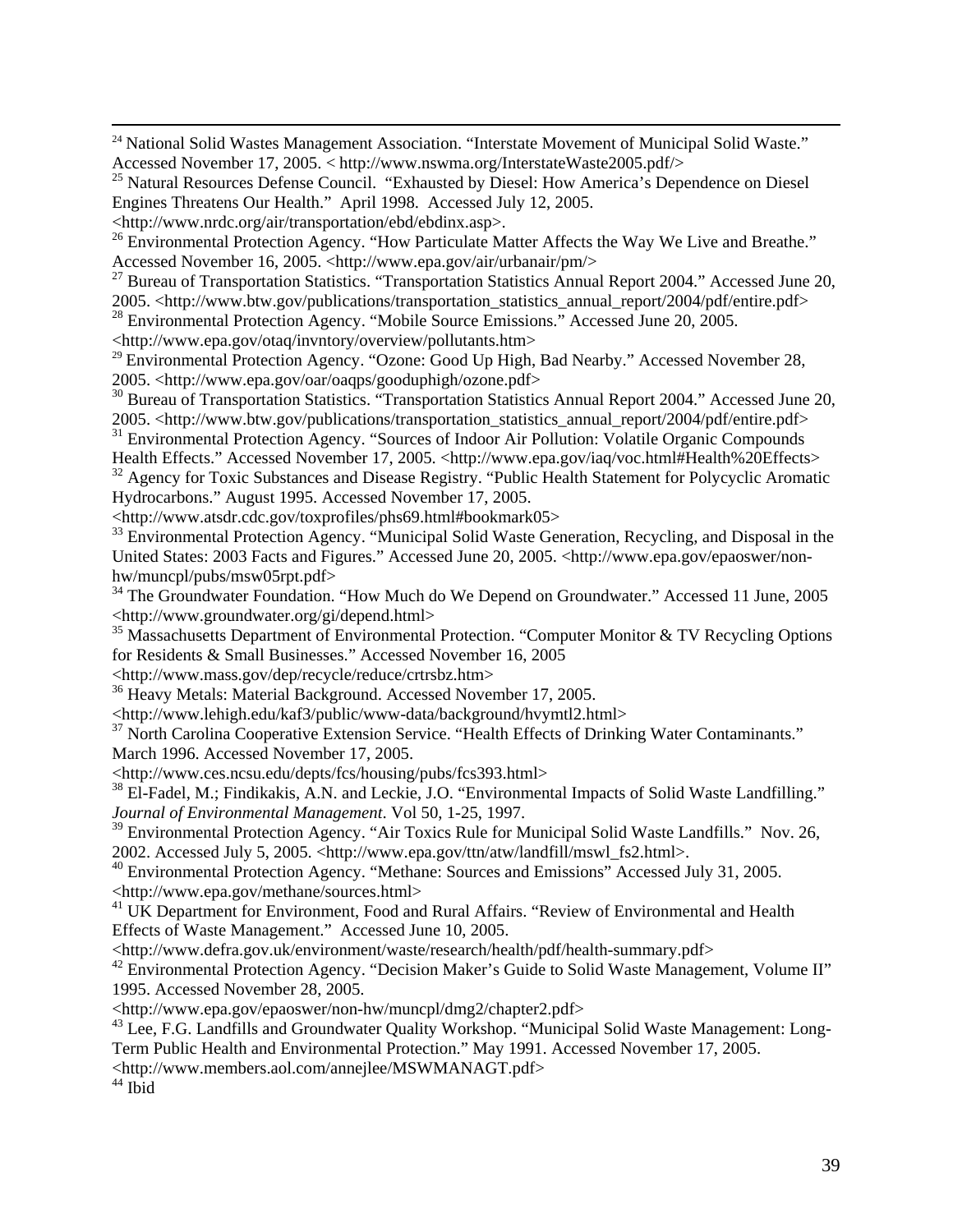[24] National Solid Wastes Management Association. "Interstate Movement of Municipal Solid Waste." Accessed November 17, 2005. < http://www.nswma.org/InterstateWaste2005.pdf/>

[25] Natural Resources Defense Council. "Exhausted by Diesel: How America's Dependence on Diesel Engines Threatens Our Health." April 1998. Accessed July 12, 2005. <http://www.nrdc.org/air/transportation/ebd/ebdinx.asp>.

[26] Environmental Protection Agency. "How Particulate Matter Affects the Way We Live and Breathe." Accessed November 16, 2005. <http://www.epa.gov/air/urbanair/pm/>

[27] Bureau of Transportation Statistics. "Transportation Statistics Annual Report 2004." Accessed June 20, 2005. <http://www.btw.gov/publications/transportation_statistics_annual_report/2004/pdf/entire.pdf>

[28] Environmental Protection Agency. "Mobile Source Emissions." Accessed June 20, 2005. <http://www.epa.gov/otaq/invntory/overview/pollutants.htm>

[29] Environmental Protection Agency. "Ozone: Good Up High, Bad Nearby." Accessed November 28, 2005. <http://www.epa.gov/oar/oaqps/gooduphigh/ozone.pdf>

[30] Bureau of Transportation Statistics. "Transportation Statistics Annual Report 2004." Accessed June 20, 2005. <http://www.btw.gov/publications/transportation_statistics_annual_report/2004/pdf/entire.pdf>

[31] Environmental Protection Agency. "Sources of Indoor Air Pollution: Volatile Organic Compounds Health Effects." Accessed November 17, 2005. <http://www.epa.gov/iaq/voc.html#Health%20Effects>

[32] Agency for Toxic Substances and Disease Registry. "Public Health Statement for Polycyclic Aromatic Hydrocarbons." August 1995. Accessed November 17, 2005. <http://www.atsdr.cdc.gov/toxprofiles/phs69.html#bookmark05>

[33] Environmental Protection Agency. "Municipal Solid Waste Generation, Recycling, and Disposal in the United States: 2003 Facts and Figures." Accessed June 20, 2005. <http://www.epa.gov/epaoswer/non-hw/muncpl/pubs/msw05rpt.pdf>

[34] The Groundwater Foundation. "How Much do We Depend on Groundwater." Accessed 11 June, 2005 <http://www.groundwater.org/gi/depend.html>

[35] Massachusetts Department of Environmental Protection. "Computer Monitor & TV Recycling Options for Residents & Small Businesses." Accessed November 16, 2005 <http://www.mass.gov/dep/recycle/reduce/crtrsbz.htm>

[36] Heavy Metals: Material Background. Accessed November 17, 2005. <http://www.lehigh.edu/kaf3/public/www-data/background/hvymtl2.html>

[37] North Carolina Cooperative Extension Service. "Health Effects of Drinking Water Contaminants." March 1996. Accessed November 17, 2005. <http://www.ces.ncsu.edu/depts/fcs/housing/pubs/fcs393.html>

[38] El-Fadel, M.; Findikakis, A.N. and Leckie, J.O. "Environmental Impacts of Solid Waste Landfilling." *Journal of Environmental Management*. Vol 50, 1-25, 1997.

[39] Environmental Protection Agency. "Air Toxics Rule for Municipal Solid Waste Landfills." Nov. 26, 2002. Accessed July 5, 2005. <http://www.epa.gov/ttn/atw/landfill/mswl_fs2.html>.

[40] Environmental Protection Agency. "Methane: Sources and Emissions" Accessed July 31, 2005. <http://www.epa.gov/methane/sources.html>

[41] UK Department for Environment, Food and Rural Affairs. "Review of Environmental and Health Effects of Waste Management." Accessed June 10, 2005. <http://www.defra.gov.uk/environment/waste/research/health/pdf/health-summary.pdf>

[42] Environmental Protection Agency. "Decision Maker's Guide to Solid Waste Management, Volume II" 1995. Accessed November 28, 2005. <http://www.epa.gov/epaoswer/non-hw/muncpl/dmg2/chapter2.pdf>

[43] Lee, F.G. Landfills and Groundwater Quality Workshop. "Municipal Solid Waste Management: Long-Term Public Health and Environmental Protection." May 1991. Accessed November 17, 2005. <http://www.members.aol.com/annejlee/MSWMANAGT.pdf>

[44] Ibid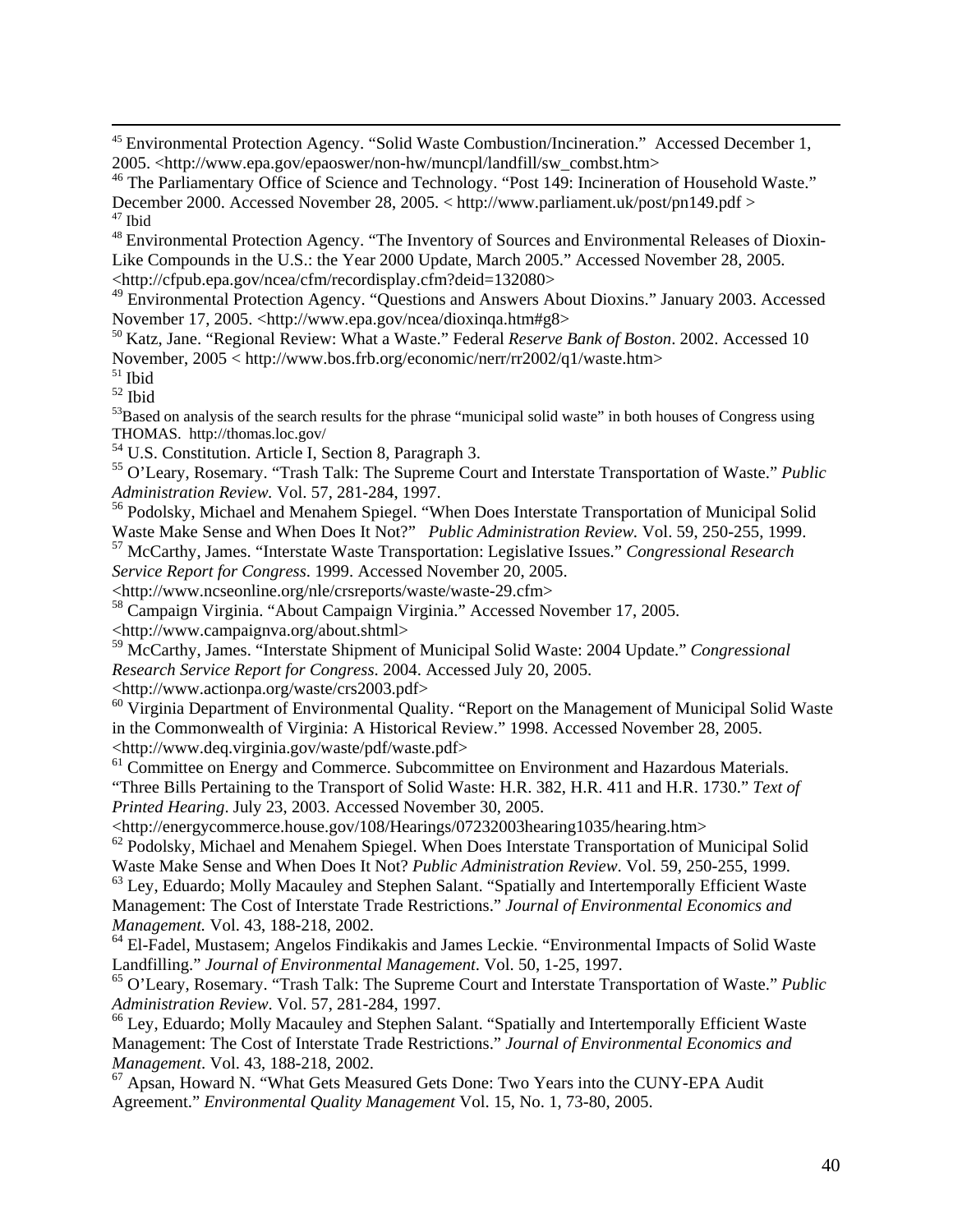[45] Environmental Protection Agency. "Solid Waste Combustion/Incineration." Accessed December 1, 2005. <http://www.epa.gov/epaoswer/non-hw/muncpl/landfill/sw_combst.htm>

[46] The Parliamentary Office of Science and Technology. "Post 149: Incineration of Household Waste." December 2000. Accessed November 28, 2005. < http://www.parliament.uk/post/pn149.pdf >

[47] Ibid

[48] Environmental Protection Agency. "The Inventory of Sources and Environmental Releases of Dioxin-Like Compounds in the U.S.: the Year 2000 Update, March 2005." Accessed November 28, 2005. <http://cfpub.epa.gov/ncea/cfm/recordisplay.cfm?deid=132080>

[49] Environmental Protection Agency. "Questions and Answers About Dioxins." January 2003. Accessed November 17, 2005. <http://www.epa.gov/ncea/dioxinqa.htm#g8>

[50] Katz, Jane. "Regional Review: What a Waste." Federal *Reserve Bank of Boston*. 2002. Accessed 10 November, 2005 < http://www.bos.frb.org/economic/nerr/rr2002/q1/waste.htm>

[51] Ibid

[52] Ibid

[53] Based on analysis of the search results for the phrase "municipal solid waste" in both houses of Congress using THOMAS. http://thomas.loc.gov/

[54] U.S. Constitution. Article I, Section 8, Paragraph 3.

[55] O'Leary, Rosemary. "Trash Talk: The Supreme Court and Interstate Transportation of Waste." *Public Administration Review.* Vol. 57, 281-284, 1997.

[56] Podolsky, Michael and Menahem Spiegel. "When Does Interstate Transportation of Municipal Solid Waste Make Sense and When Does It Not?" *Public Administration Review.* Vol. 59, 250-255, 1999.

[57] McCarthy, James. "Interstate Waste Transportation: Legislative Issues." *Congressional Research Service Report for Congress*. 1999. Accessed November 20, 2005. <http://www.ncseonline.org/nle/crsreports/waste/waste-29.cfm>

[58] Campaign Virginia. "About Campaign Virginia." Accessed November 17, 2005. <http://www.campaignva.org/about.shtml>

[59] McCarthy, James. "Interstate Shipment of Municipal Solid Waste: 2004 Update." *Congressional Research Service Report for Congress*. 2004. Accessed July 20, 2005. <http://www.actionpa.org/waste/crs2003.pdf>

[60] Virginia Department of Environmental Quality. "Report on the Management of Municipal Solid Waste in the Commonwealth of Virginia: A Historical Review." 1998. Accessed November 28, 2005. <http://www.deq.virginia.gov/waste/pdf/waste.pdf>

[61] Committee on Energy and Commerce. Subcommittee on Environment and Hazardous Materials. "Three Bills Pertaining to the Transport of Solid Waste: H.R. 382, H.R. 411 and H.R. 1730." *Text of Printed Hearing*. July 23, 2003. Accessed November 30, 2005. <http://energycommerce.house.gov/108/Hearings/07232003hearing1035/hearing.htm>

[62] Podolsky, Michael and Menahem Spiegel. When Does Interstate Transportation of Municipal Solid Waste Make Sense and When Does It Not? *Public Administration Review*. Vol. 59, 250-255, 1999.

[63] Ley, Eduardo; Molly Macauley and Stephen Salant. "Spatially and Intertemporally Efficient Waste Management: The Cost of Interstate Trade Restrictions." *Journal of Environmental Economics and Management.* Vol. 43, 188-218, 2002.

[64] El-Fadel, Mustasem; Angelos Findikakis and James Leckie. "Environmental Impacts of Solid Waste Landfilling." *Journal of Environmental Management*. Vol. 50, 1-25, 1997.

[65] O'Leary, Rosemary. "Trash Talk: The Supreme Court and Interstate Transportation of Waste." *Public Administration Review*. Vol. 57, 281-284, 1997.

[66] Ley, Eduardo; Molly Macauley and Stephen Salant. "Spatially and Intertemporally Efficient Waste Management: The Cost of Interstate Trade Restrictions." *Journal of Environmental Economics and Management*. Vol. 43, 188-218, 2002.

[67] Apsan, Howard N. "What Gets Measured Gets Done: Two Years into the CUNY-EPA Audit Agreement." *Environmental Quality Management* Vol. 15, No. 1, 73-80, 2005.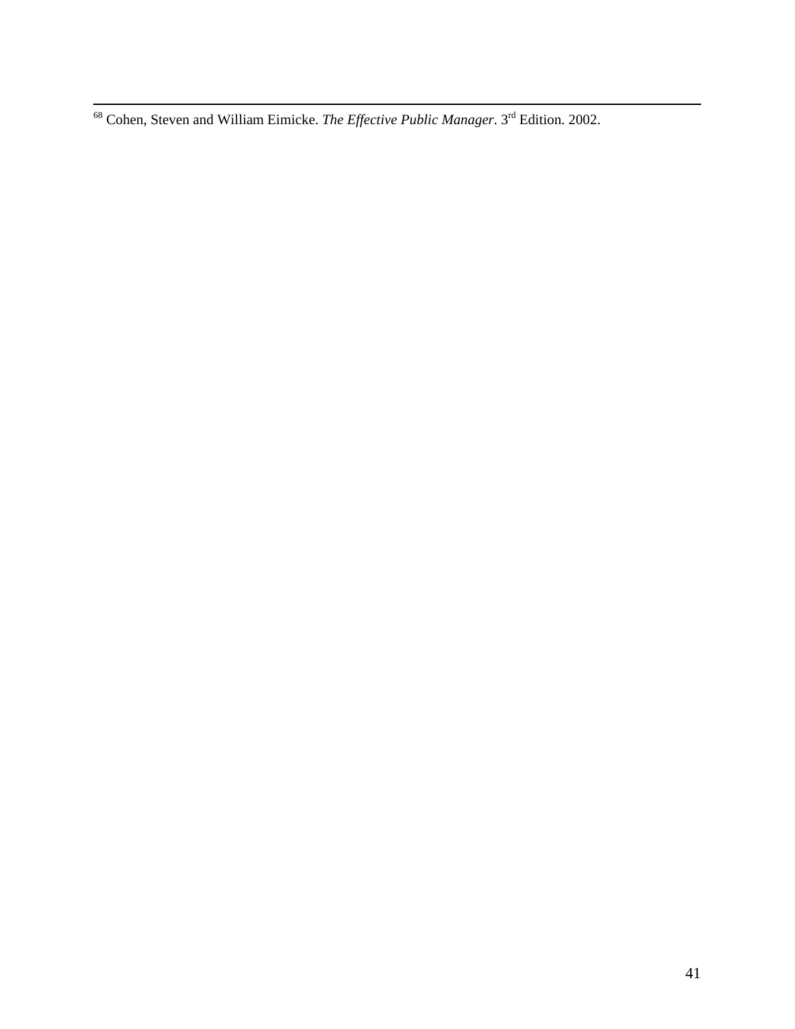[68] Cohen, Steven and William Eimicke. *The Effective Public Manager*. 3rd Edition. 2002.